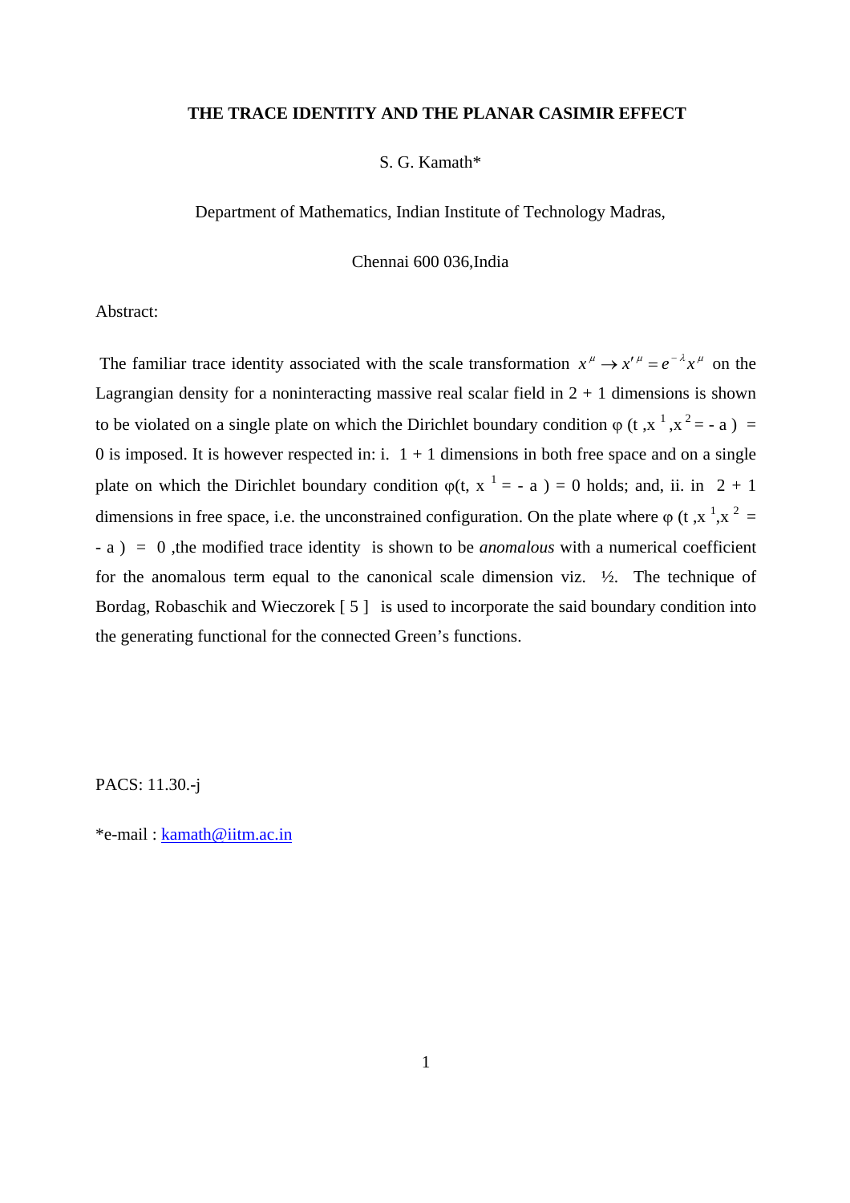# THE TRACE IDENTITY AND THE PLANAR CASIMIR EFFECT

S. G. Kamath*

Department of Mathematics, Indian Institute of Technology Madras,

Chennai 600 036,India

Abstract:

The familiar trace identity associated with the scale transformation $x^{\mu} \rightarrow x'^{\mu} = e^{-\lambda} x^{\mu}$ on the Lagrangian density for a noninteracting massive real scalar field in 2 + 1 dimensions is shown to be violated on a single plate on which the Dirichlet boundary condition $\varphi(t, x^1, x^2 = -a) = 0$ is imposed. It is however respected in: i. 1 + 1 dimensions in both free space and on a single plate on which the Dirichlet boundary condition $\varphi(t, x^1 = -a) = 0$ holds; and, ii. in 2 + 1 dimensions in free space, i.e. the unconstrained configuration. On the plate where $\varphi(t, x^1, x^2 = -a) = 0$, the modified trace identity is shown to be *anomalous* with a numerical coefficient for the anomalous term equal to the canonical scale dimension viz. ½. The technique of Bordag, Robaschik and Wieczorek [ 5 ] is used to incorporate the said boundary condition into the generating functional for the connected Green's functions.

PACS: 11.30.-j

*e-mail : kamath@iitm.ac.in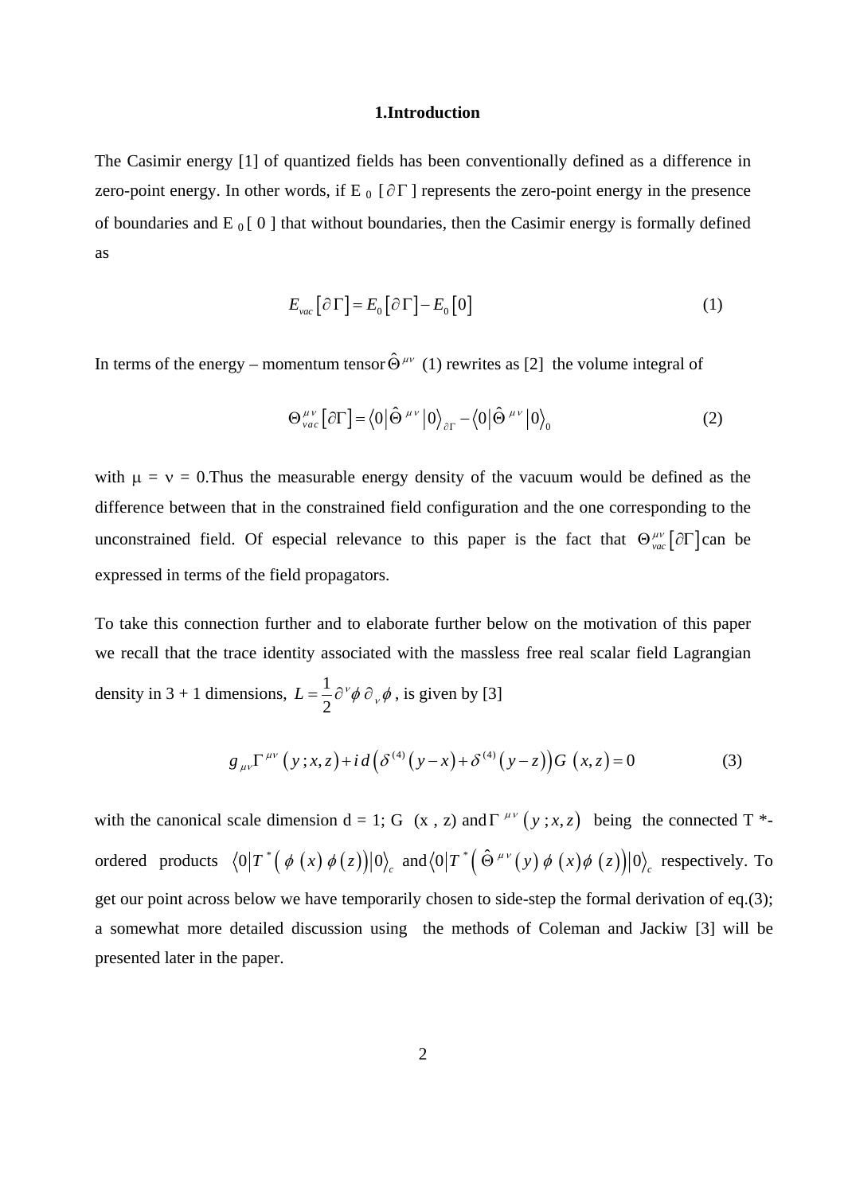## 1.Introduction

The Casimir energy [1] of quantized fields has been conventionally defined as a difference in zero-point energy. In other words, if $E_0\,[\partial\Gamma]$ represents the zero-point energy in the presence of boundaries and $E_0\,[0]$ that without boundaries, then the Casimir energy is formally defined as

$$E_{vac}\left[\partial\,\Gamma\right] = E_0\left[\partial\,\Gamma\right] - E_0\left[0\right] \tag{1}$$

In terms of the energy – momentum tensor $\hat{\Theta}^{\mu\nu}$ (1) rewrites as [2] the volume integral of

$$\Theta^{\mu\nu}_{vac}\left[\partial\Gamma\right] = \left\langle 0\left|\hat{\Theta}^{\mu\nu}\right|0\right\rangle_{\partial\Gamma} - \left\langle 0\left|\hat{\Theta}^{\mu\nu}\right|0\right\rangle_{0} \tag{2}$$

with $\mu = \nu = 0$.Thus the measurable energy density of the vacuum would be defined as the difference between that in the constrained field configuration and the one corresponding to the unconstrained field. Of especial relevance to this paper is the fact that $\Theta^{\mu\nu}_{vac}\left[\partial\Gamma\right]$ can be expressed in terms of the field propagators.

To take this connection further and to elaborate further below on the motivation of this paper we recall that the trace identity associated with the massless free real scalar field Lagrangian density in 3 + 1 dimensions, $L = \frac{1}{2}\partial^{\nu}\phi\,\partial_{\nu}\phi$, is given by [3]

$$g_{\mu\nu}\Gamma^{\mu\nu}\left(y\,;x,z\right) + i\,d\left(\delta^{(4)}\left(y-x\right)+\delta^{(4)}\left(y-z\right)\right)G\,\left(x,z\right) = 0 \tag{3}$$

with the canonical scale dimension d = 1; $G\,(x\,,\,z)$ and $\Gamma^{\mu\nu}\left(y\,;x,z\right)$ being the connected T *-ordered products $\left\langle 0\left|T^{*}\left(\phi\,(x)\,\phi(z)\right)\right|0\right\rangle_c$ and $\left\langle 0\left|T^{*}\left(\hat{\Theta}^{\mu\nu}(y)\,\phi\,(x)\phi\,(z)\right)\right|0\right\rangle_c$ respectively. To get our point across below we have temporarily chosen to side-step the formal derivation of eq.(3); a somewhat more detailed discussion using the methods of Coleman and Jackiw [3] will be presented later in the paper.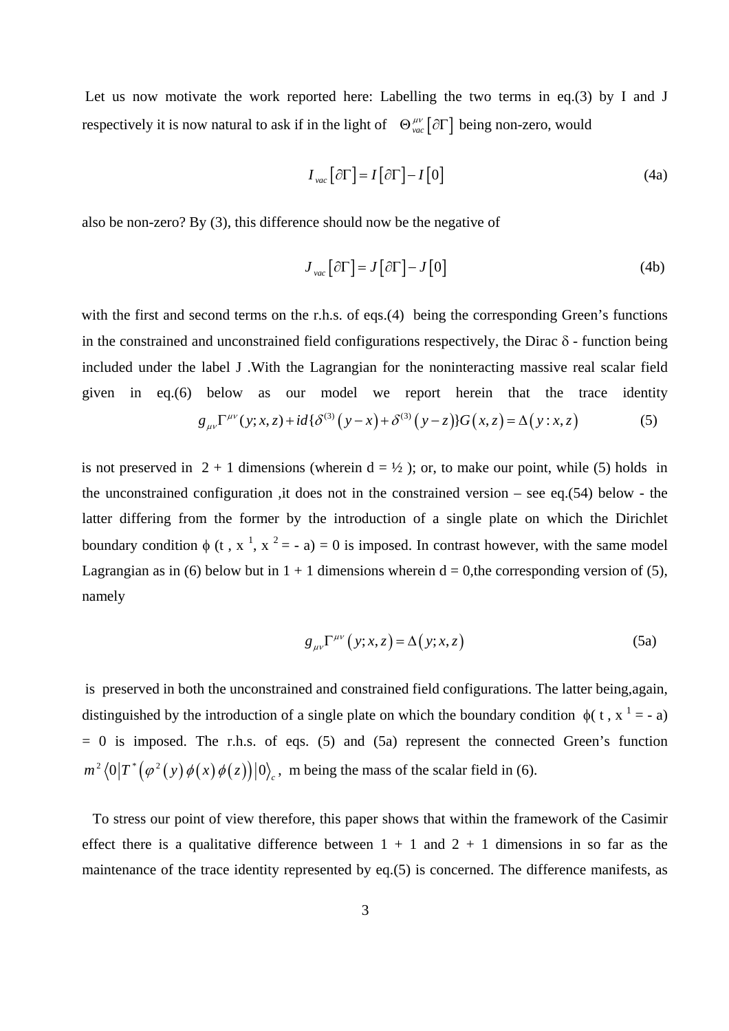Let us now motivate the work reported here: Labelling the two terms in eq.(3) by I and J respectively it is now natural to ask if in the light of $\Theta^{\mu\nu}_{vac}\left[\partial\Gamma\right]$ being non-zero, would

$$I_{vac}\left[\partial\Gamma\right] = I\left[\partial\Gamma\right] - I\left[0\right] \tag{4a}$$

also be non-zero? By (3), this difference should now be the negative of

$$J_{vac}\left[\partial\Gamma\right] = J\left[\partial\Gamma\right] - J\left[0\right] \tag{4b}$$

with the first and second terms on the r.h.s. of eqs.(4) being the corresponding Green's functions in the constrained and unconstrained field configurations respectively, the Dirac $\delta$ - function being included under the label J .With the Lagrangian for the noninteracting massive real scalar field given in eq.(6) below as our model we report herein that the trace identity

$$g_{\mu\nu}\Gamma^{\mu\nu}(y;x,z) + id\{\delta^{(3)}\left(y-x\right) + \delta^{(3)}\left(y-z\right)\}G\left(x,z\right) = \Delta\left(y:x,z\right) \tag{5}$$

is not preserved in 2 + 1 dimensions (wherein d = ½ ); or, to make our point, while (5) holds in the unconstrained configuration ,it does not in the constrained version – see eq.(54) below - the latter differing from the former by the introduction of a single plate on which the Dirichlet boundary condition $\phi$ (t , x $^1$, x $^2$ = - a) = 0 is imposed. In contrast however, with the same model Lagrangian as in (6) below but in 1 + 1 dimensions wherein d = 0,the corresponding version of (5), namely

$$g_{\mu\nu}\Gamma^{\mu\nu}\left(y;x,z\right) = \Delta\left(y;x,z\right) \tag{5a}$$

is preserved in both the unconstrained and constrained field configurations. The latter being,again, distinguished by the introduction of a single plate on which the boundary condition $\phi$( t , x $^1$ = - a) = 0 is imposed. The r.h.s. of eqs. (5) and (5a) represent the connected Green's function $m^2\left\langle 0\left|T^*\left(\varphi^2\left(y\right)\phi\left(x\right)\phi\left(z\right)\right)\right|0\right\rangle_c$, m being the mass of the scalar field in (6).

To stress our point of view therefore, this paper shows that within the framework of the Casimir effect there is a qualitative difference between 1 + 1 and 2 + 1 dimensions in so far as the maintenance of the trace identity represented by eq.(5) is concerned. The difference manifests, as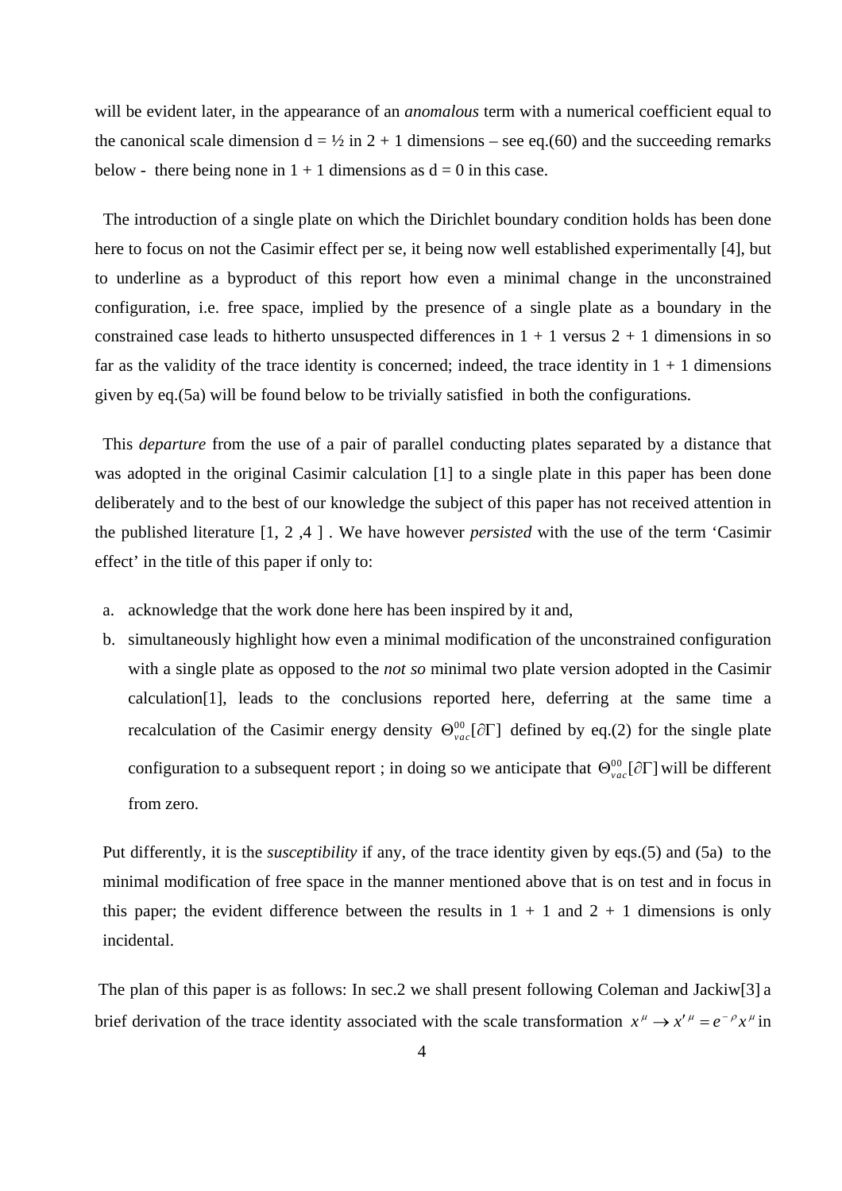will be evident later, in the appearance of an *anomalous* term with a numerical coefficient equal to the canonical scale dimension d = ½ in 2 + 1 dimensions – see eq.(60) and the succeeding remarks below - there being none in 1 + 1 dimensions as d = 0 in this case.

The introduction of a single plate on which the Dirichlet boundary condition holds has been done here to focus on not the Casimir effect per se, it being now well established experimentally [4], but to underline as a byproduct of this report how even a minimal change in the unconstrained configuration, i.e. free space, implied by the presence of a single plate as a boundary in the constrained case leads to hitherto unsuspected differences in 1 + 1 versus 2 + 1 dimensions in so far as the validity of the trace identity is concerned; indeed, the trace identity in 1 + 1 dimensions given by eq.(5a) will be found below to be trivially satisfied in both the configurations.

This *departure* from the use of a pair of parallel conducting plates separated by a distance that was adopted in the original Casimir calculation [1] to a single plate in this paper has been done deliberately and to the best of our knowledge the subject of this paper has not received attention in the published literature [1, 2 ,4 ] . We have however *persisted* with the use of the term 'Casimir effect' in the title of this paper if only to:

a. acknowledge that the work done here has been inspired by it and,
b. simultaneously highlight how even a minimal modification of the unconstrained configuration with a single plate as opposed to the *not so* minimal two plate version adopted in the Casimir calculation[1], leads to the conclusions reported here, deferring at the same time a recalculation of the Casimir energy density $\Theta^{00}_{vac}[\partial\Gamma]$ defined by eq.(2) for the single plate configuration to a subsequent report ; in doing so we anticipate that $\Theta^{00}_{vac}[\partial\Gamma]$ will be different from zero.

Put differently, it is the *susceptibility* if any, of the trace identity given by eqs.(5) and (5a) to the minimal modification of free space in the manner mentioned above that is on test and in focus in this paper; the evident difference between the results in 1 + 1 and 2 + 1 dimensions is only incidental.

The plan of this paper is as follows: In sec.2 we shall present following Coleman and Jackiw[3] a brief derivation of the trace identity associated with the scale transformation $x^{\mu} \to x'^{\mu} = e^{-\rho} x^{\mu}$ in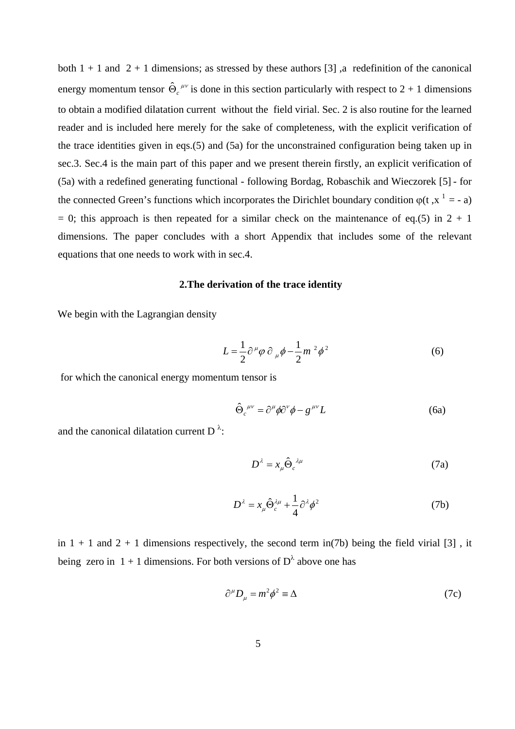both 1 + 1 and 2 + 1 dimensions; as stressed by these authors [3] ,a redefinition of the canonical energy momentum tensor $\hat{\Theta}_c{}^{\mu\nu}$ is done in this section particularly with respect to 2 + 1 dimensions to obtain a modified dilatation current without the field virial. Sec. 2 is also routine for the learned reader and is included here merely for the sake of completeness, with the explicit verification of the trace identities given in eqs.(5) and (5a) for the unconstrained configuration being taken up in sec.3. Sec.4 is the main part of this paper and we present therein firstly, an explicit verification of (5a) with a redefined generating functional - following Bordag, Robaschik and Wieczorek [5] - for the connected Green's functions which incorporates the Dirichlet boundary condition $\varphi(t, x^1 = -a) = 0$; this approach is then repeated for a similar check on the maintenance of eq.(5) in 2 + 1 dimensions. The paper concludes with a short Appendix that includes some of the relevant equations that one needs to work with in sec.4.

## 2.The derivation of the trace identity

We begin with the Lagrangian density

$$L = \frac{1}{2}\partial^{\mu}\varphi\, \partial_{\mu}\phi - \frac{1}{2}m^{2}\phi^{2} \tag{6}$$

for which the canonical energy momentum tensor is

$$\hat{\Theta}_c{}^{\mu\nu} = \partial^{\mu}\phi\partial^{\nu}\phi - g^{\mu\nu}L \tag{6a}$$

and the canonical dilatation current $D^{\lambda}$:

$$D^{\lambda} = x_{\mu}\hat{\Theta}_c{}^{\lambda\mu} \tag{7a}$$

$$D^{\lambda} = x_{\mu}\hat{\Theta}_c^{\lambda\mu} + \frac{1}{4}\partial^{\lambda}\phi^{2} \tag{7b}$$

in 1 + 1 and 2 + 1 dimensions respectively, the second term in(7b) being the field virial [3] , it being zero in 1 + 1 dimensions. For both versions of $D^{\lambda}$ above one has

$$\partial^{\mu}D_{\mu} = m^{2}\phi^{2} \equiv \Delta \tag{7c}$$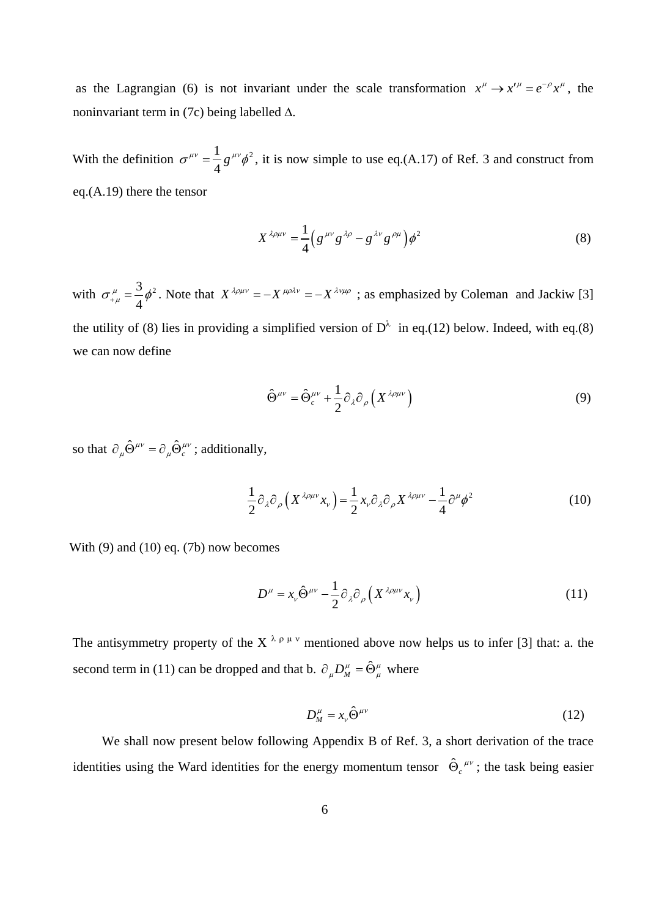as the Lagrangian (6) is not invariant under the scale transformation $x^\mu \to x'^\mu = e^{-\rho} x^\mu$, the noninvariant term in (7c) being labelled $\Delta$.

With the definition $\sigma^{\mu\nu} = \frac{1}{4} g^{\mu\nu} \phi^2$, it is now simple to use eq.(A.17) of Ref. 3 and construct from eq.(A.19) there the tensor

$$X^{\lambda\rho\mu\nu} = \frac{1}{4}\left( g^{\mu\nu} g^{\lambda\rho} - g^{\lambda\nu} g^{\rho\mu} \right) \phi^2 \tag{8}$$

with $\sigma_{+\mu}^{\mu} = \frac{3}{4}\phi^2$. Note that $X^{\lambda\rho\mu\nu} = -X^{\mu\rho\lambda\nu} = -X^{\lambda\nu\mu\rho}$ ; as emphasized by Coleman and Jackiw [3] the utility of (8) lies in providing a simplified version of $D^\lambda$ in eq.(12) below. Indeed, with eq.(8) we can now define

$$\hat{\Theta}^{\mu\nu} = \hat{\Theta}_c^{\mu\nu} + \frac{1}{2} \partial_\lambda \partial_\rho \left( X^{\lambda\rho\mu\nu} \right) \tag{9}$$

so that $\partial_\mu \hat{\Theta}^{\mu\nu} = \partial_\mu \hat{\Theta}_c^{\mu\nu}$ ; additionally,

$$\frac{1}{2} \partial_\lambda \partial_\rho \left( X^{\lambda\rho\mu\nu} x_\nu \right) = \frac{1}{2} x_\nu \partial_\lambda \partial_\rho X^{\lambda\rho\mu\nu} - \frac{1}{4} \partial^\mu \phi^2 \tag{10}$$

With (9) and (10) eq. (7b) now becomes

$$D^\mu = x_\nu \hat{\Theta}^{\mu\nu} - \frac{1}{2} \partial_\lambda \partial_\rho \left( X^{\lambda\rho\mu\nu} x_\nu \right) \tag{11}$$

The antisymmetry property of the $X^{\lambda\rho\mu\nu}$ mentioned above now helps us to infer [3] that: a. the second term in (11) can be dropped and that b. $\partial_\mu D_M^\mu = \hat{\Theta}_\mu^\mu$ where

$$D_M^\mu = x_\nu \hat{\Theta}^{\mu\nu} \tag{12}$$

We shall now present below following Appendix B of Ref. 3, a short derivation of the trace identities using the Ward identities for the energy momentum tensor $\hat{\Theta}_c^{\mu\nu}$ ; the task being easier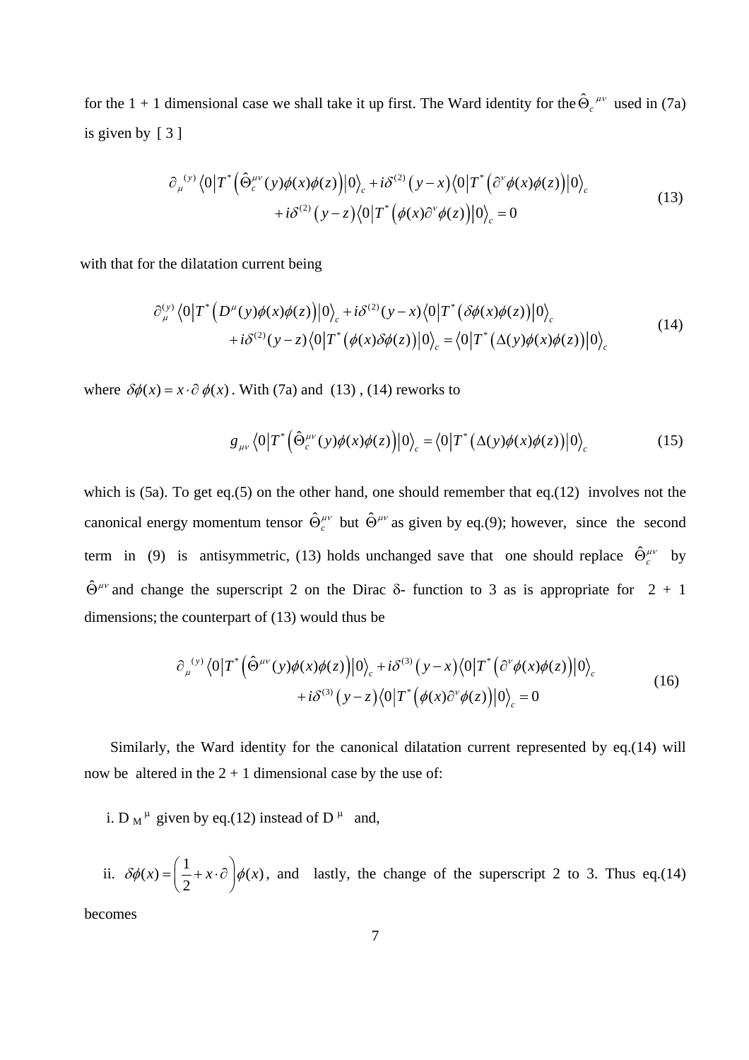for the 1 + 1 dimensional case we shall take it up first. The Ward identity for the $\hat{\Theta}_c{}^{\mu\nu}$ used in (7a) is given by [ 3 ]

$$
\begin{aligned}
\partial_\mu{}^{(y)} \left\langle 0 \left| T^* \left( \hat{\Theta}_c^{\mu\nu}(y)\phi(x)\phi(z) \right) \right| 0 \right\rangle_c + i\delta^{(2)}\left(y-x\right)\left\langle 0 \left| T^* \left( \partial^\nu \phi(x)\phi(z) \right) \right| 0 \right\rangle_c \\
+ i\delta^{(2)}\left(y-z\right)\left\langle 0 \left| T^* \left( \phi(x)\partial^\nu \phi(z) \right) \right| 0 \right\rangle_c = 0
\end{aligned}
\tag{13}
$$

with that for the dilatation current being

$$
\begin{aligned}
\partial_\mu^{(y)} \left\langle 0 \left| T^* \left( D^\mu(y)\phi(x)\phi(z) \right) \right| 0 \right\rangle_c + i\delta^{(2)}(y-x)\left\langle 0 \left| T^* \left( \delta\phi(x)\phi(z) \right) \right| 0 \right\rangle_c \\
+ i\delta^{(2)}(y-z)\left\langle 0 \left| T^* \left( \phi(x)\delta\phi(z) \right) \right| 0 \right\rangle_c = \left\langle 0 \left| T^* \left( \Delta(y)\phi(x)\phi(z) \right) \right| 0 \right\rangle_c
\end{aligned}
\tag{14}
$$

where $\delta\phi(x) = x \cdot \partial\, \phi(x)$. With (7a) and (13) , (14) reworks to

$$
g_{\mu\nu} \left\langle 0 \left| T^* \left( \hat{\Theta}_c^{\mu\nu}(y)\phi(x)\phi(z) \right) \right| 0 \right\rangle_c = \left\langle 0 \left| T^* \left( \Delta(y)\phi(x)\phi(z) \right) \right| 0 \right\rangle_c
\tag{15}
$$

which is (5a). To get eq.(5) on the other hand, one should remember that eq.(12) involves not the canonical energy momentum tensor $\hat{\Theta}_c^{\mu\nu}$ but $\hat{\Theta}^{\mu\nu}$ as given by eq.(9); however, since the second term in (9) is antisymmetric, (13) holds unchanged save that one should replace $\hat{\Theta}_c^{\mu\nu}$ by $\hat{\Theta}^{\mu\nu}$ and change the superscript 2 on the Dirac δ- function to 3 as is appropriate for 2 + 1 dimensions; the counterpart of (13) would thus be

$$
\begin{aligned}
\partial_\mu{}^{(y)} \left\langle 0 \left| T^* \left( \hat{\Theta}^{\mu\nu}(y)\phi(x)\phi(z) \right) \right| 0 \right\rangle_c + i\delta^{(3)}\left(y-x\right)\left\langle 0 \left| T^* \left( \partial^\nu \phi(x)\phi(z) \right) \right| 0 \right\rangle_c \\
+ i\delta^{(3)}\left(y-z\right)\left\langle 0 \left| T^* \left( \phi(x)\partial^\nu \phi(z) \right) \right| 0 \right\rangle_c = 0
\end{aligned}
\tag{16}
$$

Similarly, the Ward identity for the canonical dilatation current represented by eq.(14) will now be altered in the 2 + 1 dimensional case by the use of:

i. $D_M{}^\mu$ given by eq.(12) instead of $D^\mu$ and,

ii. $\delta\phi(x) = \left( \frac{1}{2} + x \cdot \partial \right)\phi(x)$, and lastly, the change of the superscript 2 to 3. Thus eq.(14) becomes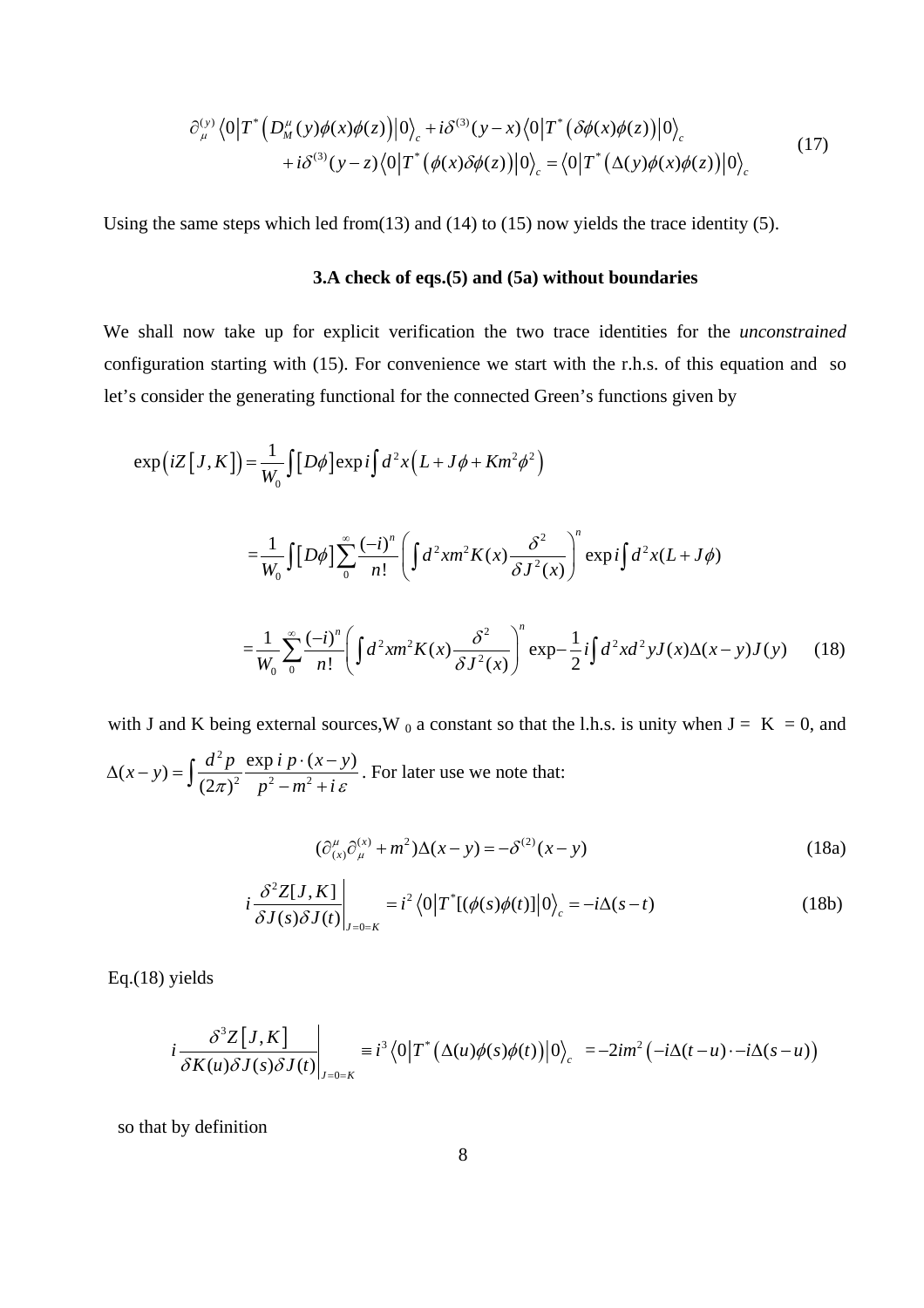$$\partial_\mu^{(y)} \left\langle 0 \left| T^* \left( D_M^\mu(y)\phi(x)\phi(z) \right) \right| 0 \right\rangle_c + i\delta^{(3)}(y-x) \left\langle 0 \left| T^* \left( \delta\phi(x)\phi(z) \right) \right| 0 \right\rangle_c$$
$$+ i\delta^{(3)}(y-z) \left\langle 0 \left| T^* \left( \phi(x)\delta\phi(z) \right) \right| 0 \right\rangle_c = \left\langle 0 \left| T^* \left( \Delta(y)\phi(x)\phi(z) \right) \right| 0 \right\rangle_c \tag{17}$$

Using the same steps which led from(13) and (14) to (15) now yields the trace identity (5).

### 3.A check of eqs.(5) and (5a) without boundaries

We shall now take up for explicit verification the two trace identities for the *unconstrained* configuration starting with (15). For convenience we start with the r.h.s. of this equation and so let's consider the generating functional for the connected Green's functions given by

$$\exp\left(iZ\left[J,K\right]\right) = \frac{1}{W_0}\int \left[D\phi\right] \exp i\int d^2x \left(L + J\phi + Km^2\phi^2\right)$$

$$= \frac{1}{W_0}\int \left[D\phi\right] \sum_0^\infty \frac{(-i)^n}{n!} \left( \int d^2x m^2 K(x) \frac{\delta^2}{\delta J^2(x)} \right)^n \exp i\int d^2x (L + J\phi)$$

$$= \frac{1}{W_0} \sum_0^\infty \frac{(-i)^n}{n!} \left( \int d^2x m^2 K(x) \frac{\delta^2}{\delta J^2(x)} \right)^n \exp - \frac{1}{2} i \int d^2x d^2y J(x) \Delta(x-y) J(y) \tag{18}$$

with J and K being external sources, $W_0$ a constant so that the l.h.s. is unity when J = K = 0, and $\Delta(x-y) = \int \frac{d^2p}{(2\pi)^2} \frac{\exp i\, p\cdot(x-y)}{p^2 - m^2 + i\,\varepsilon}$. For later use we note that:

$$(\partial_{(x)}^\mu \partial_\mu^{(x)} + m^2)\Delta(x-y) = -\delta^{(2)}(x-y) \tag{18a}$$

$$i\left.\frac{\delta^2 Z[J,K]}{\delta J(s)\delta J(t)}\right|_{J=0=K} = i^2 \left\langle 0 \left| T^*[(\phi(s)\phi(t)] \right| 0 \right\rangle_c = -i\Delta(s-t) \tag{18b}$$

Eq.(18) yields

$$i\left.\frac{\delta^3 Z\left[J,K\right]}{\delta K(u)\delta J(s)\delta J(t)}\right|_{J=0=K} \equiv i^3 \left\langle 0 \left| T^* \left( \Delta(u)\phi(s)\phi(t) \right) \right| 0 \right\rangle_c = -2im^2 \left( -i\Delta(t-u) \cdot -i\Delta(s-u) \right)$$

so that by definition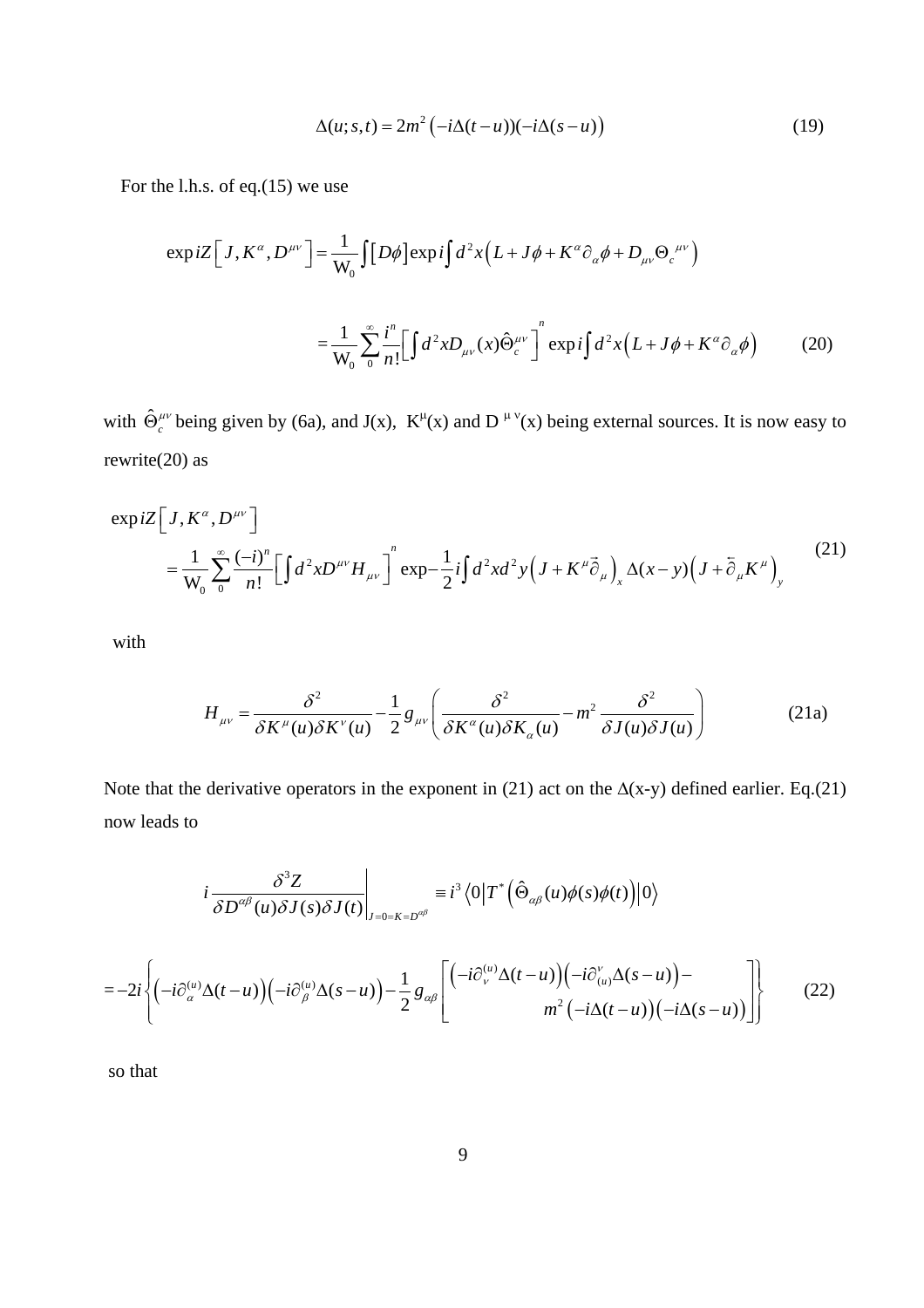$$\Delta(u;s,t) = 2m^2\left(-i\Delta(t-u))(-i\Delta(s-u)\right) \tag{19}$$

For the l.h.s. of eq.(15) we use

$$\exp iZ\left[J, K^\alpha, D^{\mu\nu}\right] = \frac{1}{\mathrm{W}_0}\int\left[D\phi\right]\exp i\int d^2x\left(L + J\phi + K^\alpha\partial_\alpha\phi + D_{\mu\nu}\Theta_c{}^{\mu\nu}\right)$$

$$= \frac{1}{\mathrm{W}_0}\sum_0^\infty \frac{i^n}{n!}\left[\int d^2x D_{\mu\nu}(x)\hat{\Theta}_c^{\mu\nu}\right]^n \exp i\int d^2x\left(L + J\phi + K^\alpha\partial_\alpha\phi\right) \tag{20}$$

with $\hat{\Theta}_c^{\mu\nu}$ being given by (6a), and J(x), $K^\mu(x)$ and $D^{\mu\nu}(x)$ being external sources. It is now easy to rewrite(20) as

$$\begin{aligned}&\exp iZ\left[J, K^\alpha, D^{\mu\nu}\right] \\ &= \frac{1}{\mathrm{W}_0}\sum_0^\infty \frac{(-i)^n}{n!}\left[\int d^2x D^{\mu\nu}H_{\mu\nu}\right]^n \exp -\frac{1}{2}i\int d^2x d^2y\left(J + K^\mu\vec{\partial}_\mu\right)_x \Delta(x-y)\left(J + \overleftarrow{\partial}_\mu K^\mu\right)_y\end{aligned} \tag{21}$$

with

$$H_{\mu\nu} = \frac{\delta^2}{\delta K^\mu(u)\delta K^\nu(u)} - \frac{1}{2}g_{\mu\nu}\left(\frac{\delta^2}{\delta K^\alpha(u)\delta K_\alpha(u)} - m^2\frac{\delta^2}{\delta J(u)\delta J(u)}\right) \tag{21a}$$

Note that the derivative operators in the exponent in (21) act on the $\Delta$(x-y) defined earlier. Eq.(21) now leads to

$$i\left.\frac{\delta^3 Z}{\delta D^{\alpha\beta}(u)\delta J(s)\delta J(t)}\right|_{J=0=K=D^{\alpha\beta}} \equiv i^3\left\langle 0\left|T^*\left(\hat{\Theta}_{\alpha\beta}(u)\phi(s)\phi(t)\right)\right|0\right\rangle$$

$$= -2i\left\{\left(-i\partial_\alpha^{(u)}\Delta(t-u)\right)\left(-i\partial_\beta^{(u)}\Delta(s-u)\right) - \frac{1}{2}g_{\alpha\beta}\left[\begin{matrix}\left(-i\partial_\nu^{(u)}\Delta(t-u)\right)\left(-i\partial_{(u)}^\nu\Delta(s-u)\right) - \\ m^2\left(-i\Delta(t-u)\right)\left(-i\Delta(s-u)\right)\end{matrix}\right]\right\} \tag{22}$$

so that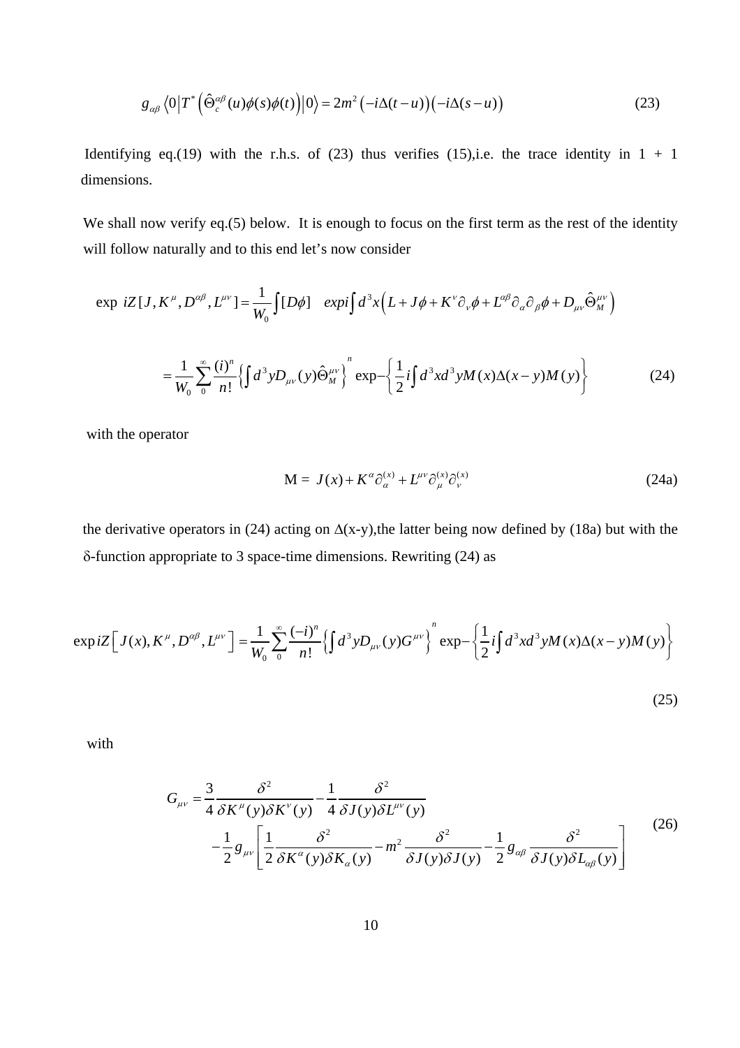$$g_{\alpha\beta}\left\langle 0\left|T^{*}\left(\hat{\Theta}_{c}^{\alpha\beta}(u)\phi(s)\phi(t)\right)\right|0\right\rangle = 2m^{2}\left(-i\Delta(t-u)\right)\left(-i\Delta(s-u)\right) \tag{23}$$

Identifying eq.(19) with the r.h.s. of (23) thus verifies (15),i.e. the trace identity in 1 + 1 dimensions.

We shall now verify eq.(5) below. It is enough to focus on the first term as the rest of the identity will follow naturally and to this end let's now consider

$$\exp\ iZ[J,K^{\mu},D^{\alpha\beta},L^{\mu\nu}] = \frac{1}{W_0}\int[D\phi]\quad exp i\int d^3x\left(L + J\phi + K^{\nu}\partial_{\nu}\phi + L^{\alpha\beta}\partial_{\alpha}\partial_{\beta}\phi + D_{\mu\nu}\hat{\Theta}_{M}^{\mu\nu}\right)$$

$$= \frac{1}{W_0}\sum_{0}^{\infty}\frac{(i)^n}{n!}\left\{\int d^3y D_{\mu\nu}(y)\hat{\Theta}_{M}^{\mu\nu}\right\}^{n}\ \exp-\left\{\frac{1}{2}i\int d^3x d^3y M(x)\Delta(x-y)M(y)\right\} \tag{24}$$

with the operator

$$\mathrm{M} = \ J(x) + K^{\alpha}\partial_{\alpha}^{(x)} + L^{\mu\nu}\partial_{\mu}^{(x)}\partial_{\nu}^{(x)} \tag{24a}$$

the derivative operators in (24) acting on $\Delta$(x-y),the latter being now defined by (18a) but with the $\delta$-function appropriate to 3 space-time dimensions. Rewriting (24) as

$$\exp iZ\left[J(x),K^{\mu},D^{\alpha\beta},L^{\mu\nu}\right] = \frac{1}{W_0}\sum_{0}^{\infty}\frac{(-i)^n}{n!}\left\{\int d^3y D_{\mu\nu}(y)G^{\mu\nu}\right\}^{n}\ \exp-\left\{\frac{1}{2}i\int d^3x d^3y M(x)\Delta(x-y)M(y)\right\} \tag{25}$$

with

$$\begin{aligned} G_{\mu\nu} = {} & \frac{3}{4}\frac{\delta^2}{\delta K^{\mu}(y)\delta K^{\nu}(y)} - \frac{1}{4}\frac{\delta^2}{\delta J(y)\delta L^{\mu\nu}(y)} \\ & -\frac{1}{2}g_{\mu\nu}\left[\frac{1}{2}\frac{\delta^2}{\delta K^{\alpha}(y)\delta K_{\alpha}(y)} - m^2\frac{\delta^2}{\delta J(y)\delta J(y)} - \frac{1}{2}g_{\alpha\beta}\frac{\delta^2}{\delta J(y)\delta L_{\alpha\beta}(y)}\right] \end{aligned} \tag{26}$$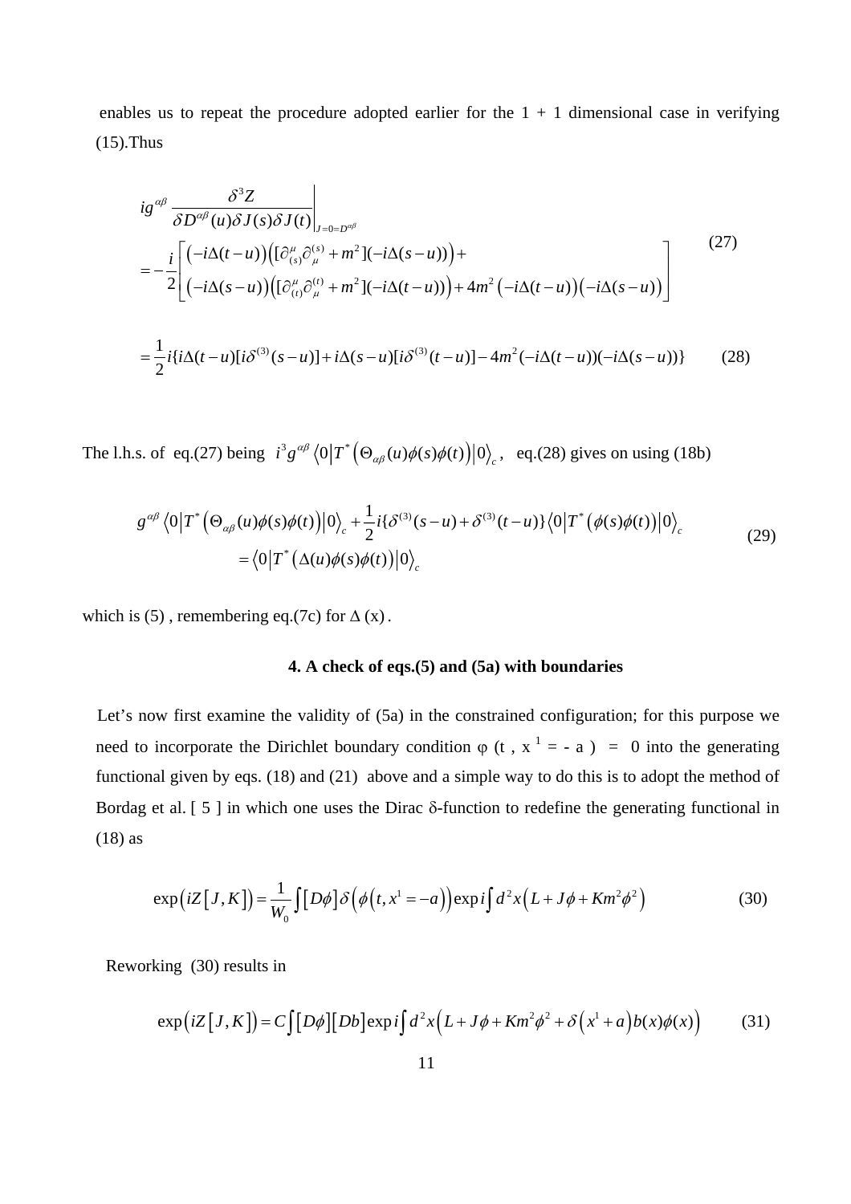enables us to repeat the procedure adopted earlier for the 1 + 1 dimensional case in verifying (15).Thus

$$
\begin{aligned}
& ig^{\alpha\beta} \left.\frac{\delta^3 Z}{\delta D^{\alpha\beta}(u)\delta J(s)\delta J(t)}\right|_{J=0=D^{\alpha\beta}} \\
&= -\frac{i}{2}\left[\begin{array}{l}\left(-i\Delta(t-u)\right)\left([\partial^{\mu}_{(s)}\partial^{(s)}_{\mu}+m^2][-i\Delta(s-u))\right)+ \\ \left(-i\Delta(s-u)\right)\left([\partial^{\mu}_{(t)}\partial^{(t)}_{\mu}+m^2][-i\Delta(t-u))\right)+4m^2\left(-i\Delta(t-u)\right)\left(-i\Delta(s-u)\right)\end{array}\right]
\end{aligned}
\tag{27}
$$

$$
=\frac{1}{2}i\{i\Delta(t-u)[i\delta^{(3)}(s-u)]+i\Delta(s-u)[i\delta^{(3)}(t-u)]-4m^2(-i\Delta(t-u))(-i\Delta(s-u))\} \tag{28}
$$

The l.h.s. of eq.(27) being $i^3 g^{\alpha\beta}\left\langle 0\left|T^*\left(\Theta_{\alpha\beta}(u)\phi(s)\phi(t)\right)\right|0\right\rangle_c$, eq.(28) gives on using (18b)

$$
\begin{aligned}
g^{\alpha\beta}\left\langle 0\left|T^*\left(\Theta_{\alpha\beta}(u)\phi(s)\phi(t)\right)\right|0\right\rangle_c &+\frac{1}{2}i\{\delta^{(3)}(s-u)+\delta^{(3)}(t-u)\}\left\langle 0\left|T^*\left(\phi(s)\phi(t)\right)\right|0\right\rangle_c \\
&=\left\langle 0\left|T^*\left(\Delta(u)\phi(s)\phi(t)\right)\right|0\right\rangle_c
\end{aligned}
\tag{29}
$$

which is (5) , remembering eq.(7c) for $\Delta$ (x) .

### 4. A check of eqs.(5) and (5a) with boundaries

Let's now first examine the validity of (5a) in the constrained configuration; for this purpose we need to incorporate the Dirichlet boundary condition $\varphi$ (t , $x^1$ = - a ) = 0 into the generating functional given by eqs. (18) and (21) above and a simple way to do this is to adopt the method of Bordag et al. [ 5 ] in which one uses the Dirac $\delta$-function to redefine the generating functional in (18) as

$$
\exp\left(iZ[J,K]\right)=\frac{1}{W_0}\int[D\phi]\delta\left(\phi\left(t,x^1=-a\right)\right)\exp i\int d^2x\left(L+J\phi+Km^2\phi^2\right) \tag{30}
$$

Reworking (30) results in

$$
\exp\left(iZ[J,K]\right)=C\int[D\phi][Db]\exp i\int d^2x\left(L+J\phi+Km^2\phi^2+\delta\left(x^1+a\right)b(x)\phi(x)\right) \tag{31}
$$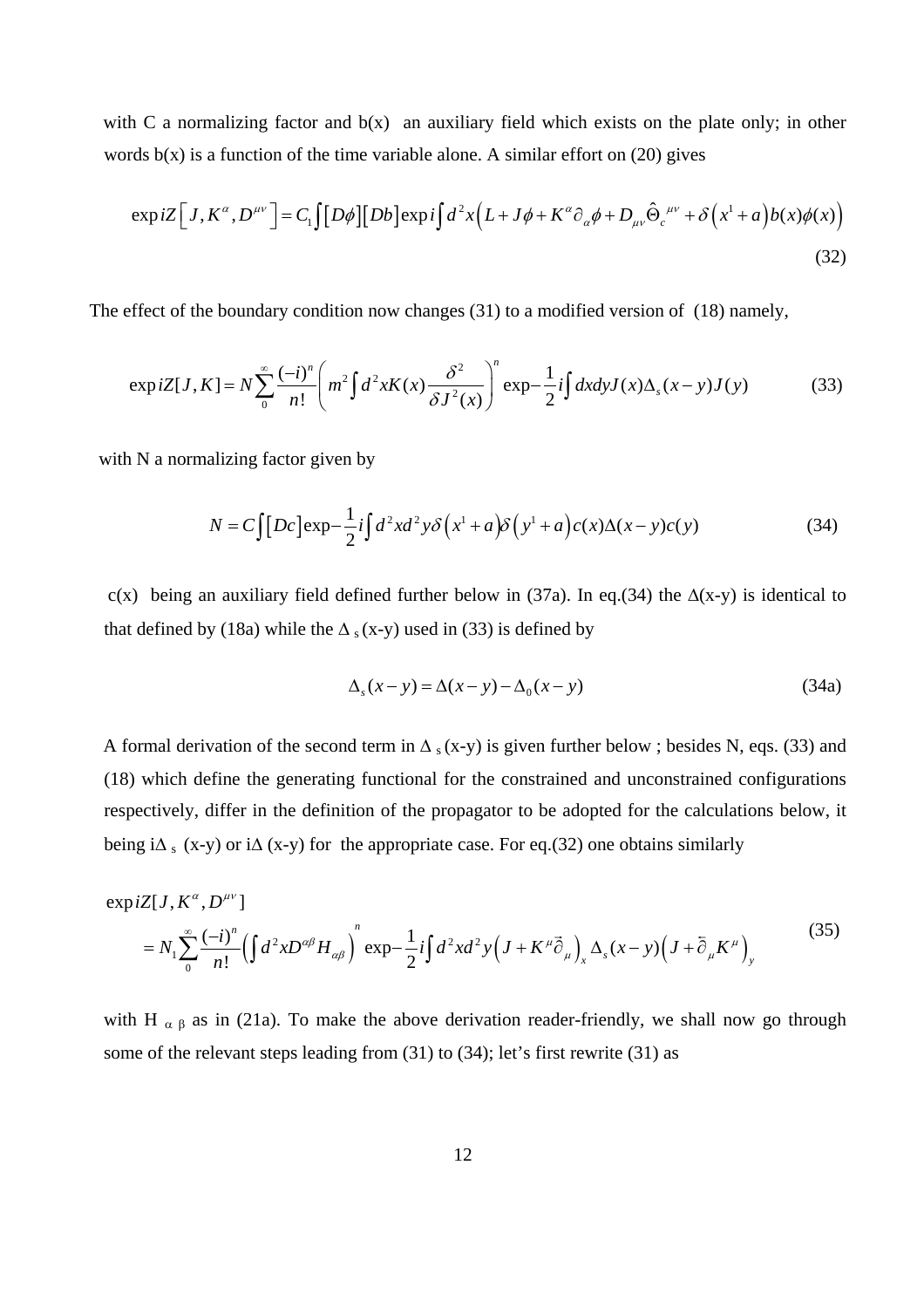with C a normalizing factor and b(x) an auxiliary field which exists on the plate only; in other words b(x) is a function of the time variable alone. A similar effort on (20) gives

$$\exp iZ\left[J, K^{\alpha}, D^{\mu\nu}\right] = C_1 \int [D\phi][Db] \exp i \int d^2x \left(L + J\phi + K^{\alpha}\partial_{\alpha}\phi + D_{\mu\nu}\hat{\Theta}_c^{\ \mu\nu} + \delta\left(x^1 + a\right)b(x)\phi(x)\right) \tag{32}$$

The effect of the boundary condition now changes (31) to a modified version of (18) namely,

$$\exp iZ[J, K] = N \sum_0^{\infty} \frac{(-i)^n}{n!} \left( m^2 \int d^2x K(x) \frac{\delta^2}{\delta J^2(x)} \right)^n \exp -\frac{1}{2} i \int dx dy J(x) \Delta_s(x-y) J(y) \tag{33}$$

with N a normalizing factor given by

$$N = C \int [Dc] \exp -\frac{1}{2} i \int d^2x d^2y \delta\left(x^1 + a\right) \delta\left(y^1 + a\right) c(x) \Delta(x-y) c(y) \tag{34}$$

c(x) being an auxiliary field defined further below in (37a). In eq.(34) the $\Delta(x\text{-}y)$ is identical to that defined by (18a) while the $\Delta_s(x\text{-}y)$ used in (33) is defined by

$$\Delta_s(x-y) = \Delta(x-y) - \Delta_0(x-y) \tag{34a}$$

A formal derivation of the second term in $\Delta_s(x\text{-}y)$ is given further below ; besides N, eqs. (33) and (18) which define the generating functional for the constrained and unconstrained configurations respectively, differ in the definition of the propagator to be adopted for the calculations below, it being $i\Delta_s(x\text{-}y)$ or $i\Delta(x\text{-}y)$ for the appropriate case. For eq.(32) one obtains similarly

$$\begin{aligned} &\exp iZ[J, K^{\alpha}, D^{\mu\nu}] \\ &= N_1 \sum_0^{\infty} \frac{(-i)^n}{n!} \left( \int d^2x D^{\alpha\beta} H_{\alpha\beta} \right)^n \exp -\frac{1}{2} i \int d^2x d^2y \left( J + K^{\mu} \vec{\partial}_{\mu} \right)_x \Delta_s(x-y) \left( J + \overleftarrow{\partial}_{\mu} K^{\mu} \right)_y \end{aligned} \tag{35}$$

with $H_{\alpha\beta}$ as in (21a). To make the above derivation reader-friendly, we shall now go through some of the relevant steps leading from (31) to (34); let's first rewrite (31) as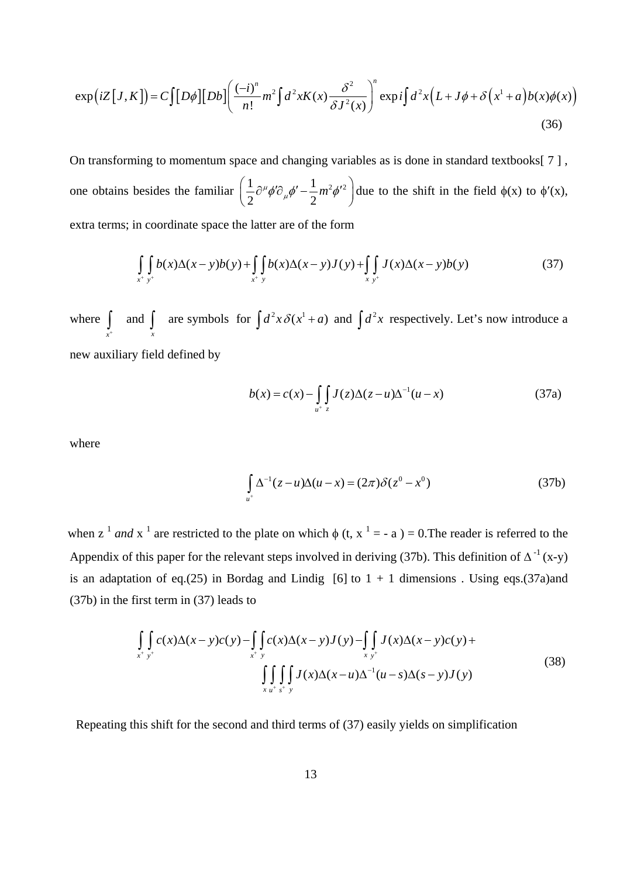$$\exp\left(iZ\left[J,K\right]\right)=C\int\left[D\phi\right]\left[Db\right]\left(\frac{(-i)^n}{n!}m^2\int d^2xK(x)\frac{\delta^2}{\delta J^2(x)}\right)^n\exp i\int d^2x\left(L+J\phi+\delta\left(x^1+a\right)b(x)\phi(x)\right) \tag{36}$$

On transforming to momentum space and changing variables as is done in standard textbooks[ 7 ] , one obtains besides the familiar $\left(\frac{1}{2}\partial^\mu\phi'\partial_\mu\phi'-\frac{1}{2}m^2\phi'^2\right)$ due to the shift in the field $\phi(x)$ to $\phi'(x)$, extra terms; in coordinate space the latter are of the form

$$\int_{x^+}\int_{y^+}b(x)\Delta(x-y)b(y)+\int_{x^+}\int_{y}b(x)\Delta(x-y)J(y)+\int_{x}\int_{y^+}J(x)\Delta(x-y)b(y) \tag{37}$$

where $\int_{x^+}$ and $\int_{x}$ are symbols for $\int d^2x\,\delta(x^1+a)$ and $\int d^2x$ respectively. Let's now introduce a new auxiliary field defined by

$$b(x)=c(x)-\int_{u^+}\int_{z}J(z)\Delta(z-u)\Delta^{-1}(u-x) \tag{37a}$$

where

$$\int_{u^+}\Delta^{-1}(z-u)\Delta(u-x)=(2\pi)\delta(z^0-x^0) \tag{37b}$$

when $z^1$ *and* $x^1$ are restricted to the plate on which $\phi(t, x^1 = -a) = 0$.The reader is referred to the Appendix of this paper for the relevant steps involved in deriving (37b). This definition of $\Delta^{-1}(x-y)$ is an adaptation of eq.(25) in Bordag and Lindig [6] to 1 + 1 dimensions . Using eqs.(37a)and (37b) in the first term in (37) leads to

$$\begin{aligned}&\int_{x^+}\int_{y^+}c(x)\Delta(x-y)c(y)-\int_{x^+}\int_{y}c(x)\Delta(x-y)J(y)-\int_{x}\int_{y^+}J(x)\Delta(x-y)c(y)+\\&\qquad\qquad\int_{x}\int_{u^+}\int_{s^+}\int_{y}J(x)\Delta(x-u)\Delta^{-1}(u-s)\Delta(s-y)J(y)\end{aligned} \tag{38}$$

Repeating this shift for the second and third terms of (37) easily yields on simplification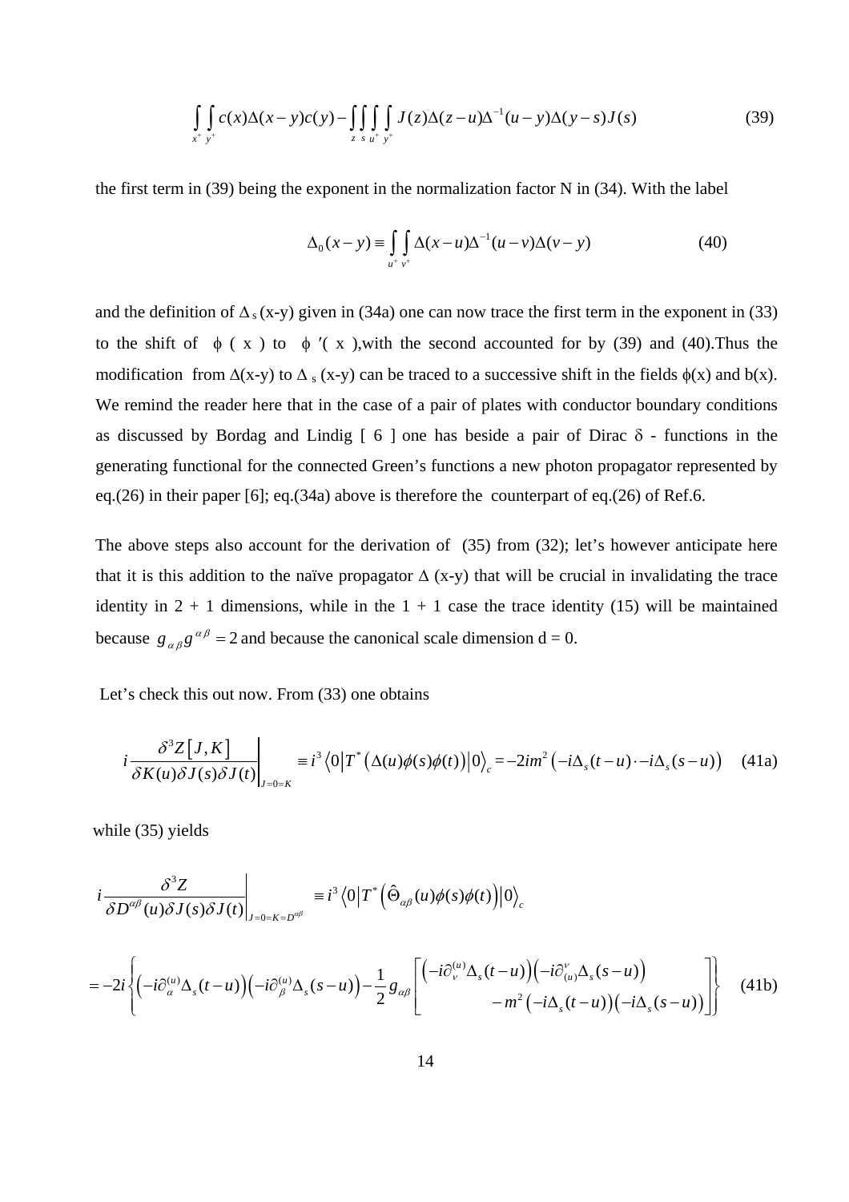$$\int_{x^+}\int_{y^+} c(x)\Delta(x-y)c(y) - \int_z\int_s\int_{u^+}\int_{y^+} J(z)\Delta(z-u)\Delta^{-1}(u-y)\Delta(y-s)J(s) \tag{39}$$

the first term in (39) being the exponent in the normalization factor N in (34). With the label

$$\Delta_0(x-y) \equiv \int_{u^+}\int_{v^+} \Delta(x-u)\Delta^{-1}(u-v)\Delta(v-y) \tag{40}$$

and the definition of $\Delta_s(x\text{-}y)$ given in (34a) one can now trace the first term in the exponent in (33) to the shift of $\phi(x)$ to $\phi'(x)$, with the second accounted for by (39) and (40). Thus the modification from $\Delta(x\text{-}y)$ to $\Delta_s(x\text{-}y)$ can be traced to a successive shift in the fields $\phi(x)$ and $b(x)$. We remind the reader here that in the case of a pair of plates with conductor boundary conditions as discussed by Bordag and Lindig [ 6 ] one has beside a pair of Dirac $\delta$ - functions in the generating functional for the connected Green's functions a new photon propagator represented by eq.(26) in their paper [6]; eq.(34a) above is therefore the counterpart of eq.(26) of Ref.6.

The above steps also account for the derivation of (35) from (32); let's however anticipate here that it is this addition to the naïve propagator $\Delta$ (x-y) that will be crucial in invalidating the trace identity in 2 + 1 dimensions, while in the 1 + 1 case the trace identity (15) will be maintained because $g_{\alpha\beta}g^{\alpha\beta} = 2$ and because the canonical scale dimension d = 0.

Let's check this out now. From (33) one obtains

$$i\left.\frac{\delta^3 Z[J,K]}{\delta K(u)\delta J(s)\delta J(t)}\right|_{J=0=K} \equiv i^3\langle 0|T^*\left(\Delta(u)\phi(s)\phi(t)\right)|0\rangle_c = -2im^2\left(-i\Delta_s(t-u)\cdot -i\Delta_s(s-u)\right) \tag{41a}$$

while (35) yields

$$i\left.\frac{\delta^3 Z}{\delta D^{\alpha\beta}(u)\delta J(s)\delta J(t)}\right|_{J=0=K=D^{\alpha\beta}} \equiv i^3\langle 0|T^*\left(\hat{\Theta}_{\alpha\beta}(u)\phi(s)\phi(t)\right)|0\rangle_c$$

$$= -2i\left\{\left(-i\partial_\alpha^{(u)}\Delta_s(t-u)\right)\left(-i\partial_\beta^{(u)}\Delta_s(s-u)\right) - \frac{1}{2}g_{\alpha\beta}\left[\begin{array}{r}\left(-i\partial_\nu^{(u)}\Delta_s(t-u)\right)\left(-i\partial_{(u)}^{\nu}\Delta_s(s-u)\right) \\ -m^2\left(-i\Delta_s(t-u)\right)\left(-i\Delta_s(s-u)\right)\end{array}\right]\right\} \tag{41b}$$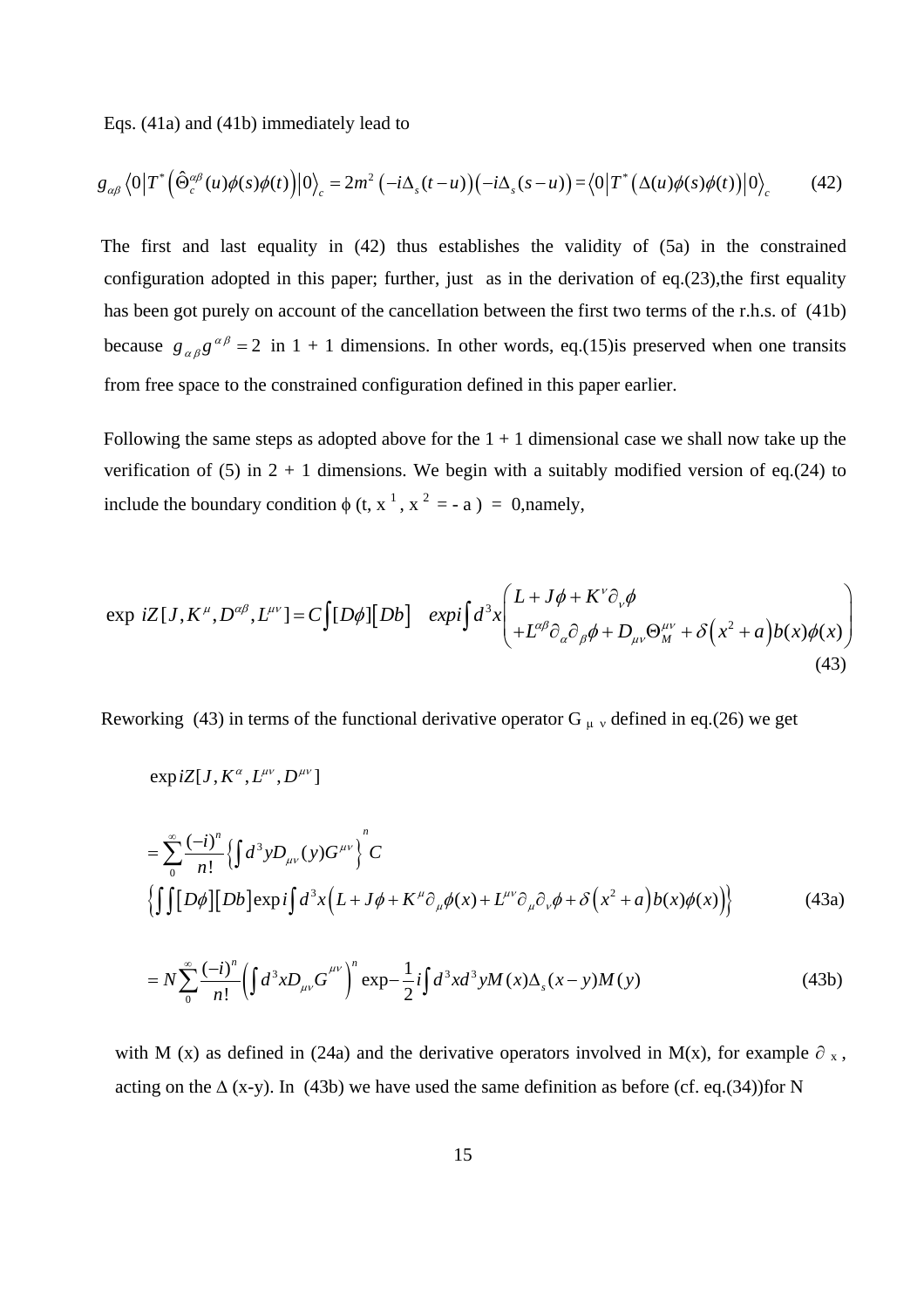Eqs. (41a) and (41b) immediately lead to

$$g_{\alpha\beta}\left\langle 0\left|T^*\left(\hat{\Theta}_c^{\alpha\beta}(u)\phi(s)\phi(t)\right)\right|0\right\rangle_c = 2m^2\left(-i\Delta_s(t-u)\right)\left(-i\Delta_s(s-u)\right) = \left\langle 0\left|T^*\left(\Delta(u)\phi(s)\phi(t)\right)\right|0\right\rangle_c \qquad (42)$$

The first and last equality in (42) thus establishes the validity of (5a) in the constrained configuration adopted in this paper; further, just as in the derivation of eq.(23),the first equality has been got purely on account of the cancellation between the first two terms of the r.h.s. of (41b) because $g_{\alpha\beta}g^{\alpha\beta}=2$ in 1 + 1 dimensions. In other words, eq.(15)is preserved when one transits from free space to the constrained configuration defined in this paper earlier.

Following the same steps as adopted above for the 1 + 1 dimensional case we shall now take up the verification of (5) in 2 + 1 dimensions. We begin with a suitably modified version of eq.(24) to include the boundary condition $\phi$ (t, $x^1$, $x^2$ = - a ) = 0,namely,

$$\exp\, iZ[J,K^\mu,D^{\alpha\beta},L^{\mu\nu}] = C\int[D\phi][Db] \quad exp i\int d^3x\begin{pmatrix} L+J\phi+K^\nu\partial_\nu\phi \\ +L^{\alpha\beta}\partial_\alpha\partial_\beta\phi+D_{\mu\nu}\Theta_M^{\mu\nu}+\delta\left(x^2+a\right)b(x)\phi(x)\end{pmatrix} \qquad (43)$$

Reworking (43) in terms of the functional derivative operator $G_{\mu\nu}$ defined in eq.(26) we get

$$\exp iZ[J,K^\alpha,L^{\mu\nu},D^{\mu\nu}]$$

$$= \sum_0^\infty \frac{(-i)^n}{n!}\left\{\int d^3y D_{\mu\nu}(y)G^{\mu\nu}\right\}^n C$$
$$\left\{\int\int[D\phi][Db]\exp i\int d^3x\left(L+J\phi+K^\mu\partial_\mu\phi(x)+L^{\mu\nu}\partial_\mu\partial_\nu\phi+\delta\left(x^2+a\right)b(x)\phi(x)\right)\right\} \qquad (43a)$$

$$= N\sum_0^\infty\frac{(-i)^n}{n!}\left(\int d^3xD_{\mu\nu}G^{\mu\nu}\right)^n \exp -\frac{1}{2}i\int d^3xd^3yM(x)\Delta_s(x-y)M(y) \qquad (43b)$$

with M (x) as defined in (24a) and the derivative operators involved in M(x), for example $\partial_x$, acting on the $\Delta$ (x-y). In (43b) we have used the same definition as before (cf. eq.(34))for N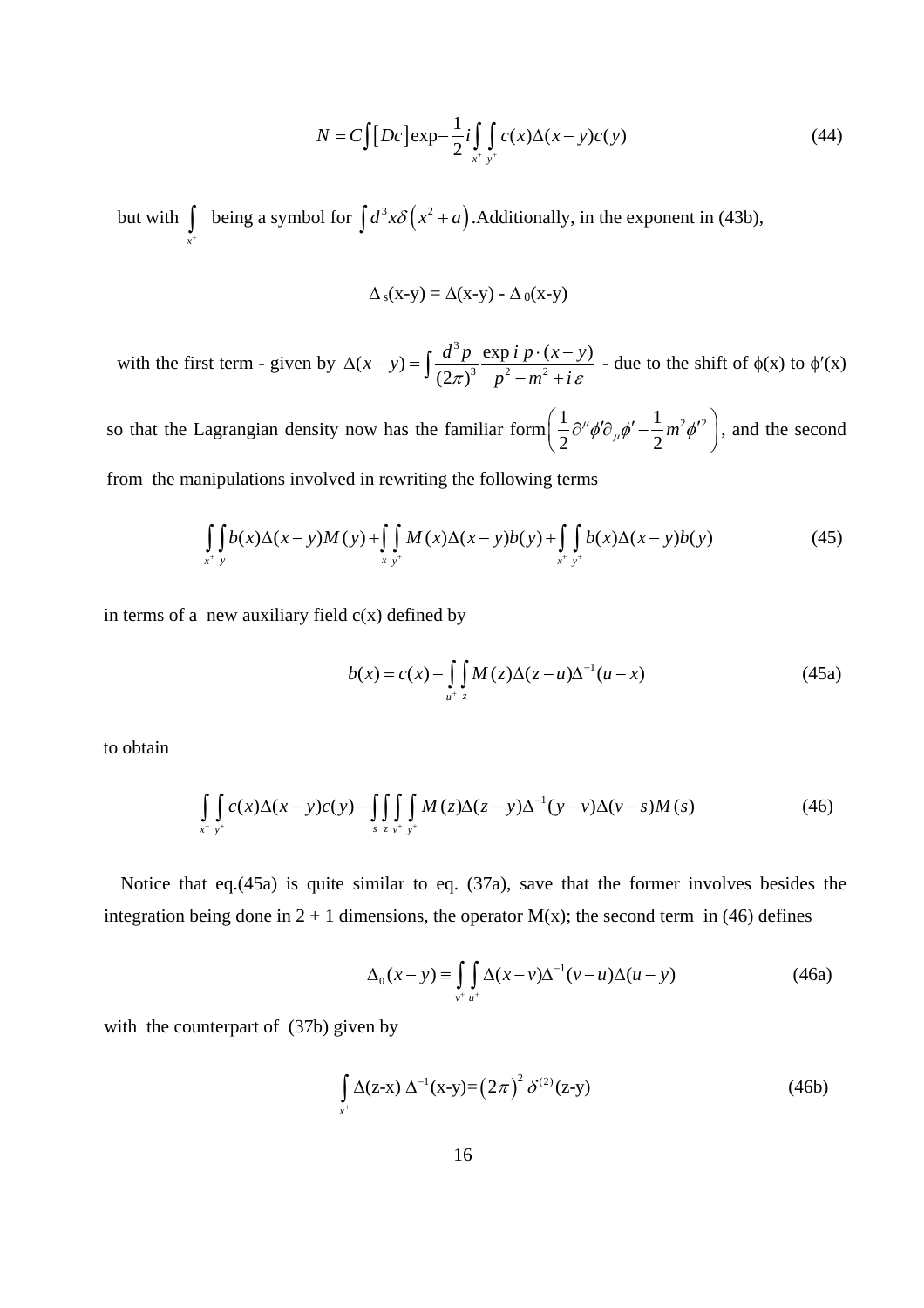$$N = C\int\left[Dc\right]\exp-\frac{1}{2}i\int_{x^+}\int_{y^+}c(x)\Delta(x-y)c(y) \tag{44}$$

but with $\int_{x^+}$ being a symbol for $\int d^3x\delta\left(x^2+a\right)$. Additionally, in the exponent in (43b),

$$\Delta_s(x\text{-}y) = \Delta(x\text{-}y) - \Delta_0(x\text{-}y)$$

with the first term - given by $\Delta(x-y)=\int\frac{d^3p}{(2\pi)^3}\frac{\exp i\,p\cdot(x-y)}{p^2-m^2+i\,\varepsilon}$ - due to the shift of $\phi$(x) to $\phi'$(x) so that the Lagrangian density now has the familiar form $\left(\frac{1}{2}\partial^\mu\phi'\partial_\mu\phi'-\frac{1}{2}m^2\phi'^2\right)$, and the second from the manipulations involved in rewriting the following terms

$$\int_{x^+}\int_{y}b(x)\Delta(x-y)M(y)+\int_{x}\int_{y^+}M(x)\Delta(x-y)b(y)+\int_{x^+}\int_{y^+}b(x)\Delta(x-y)b(y) \tag{45}$$

in terms of a new auxiliary field c(x) defined by

$$b(x)=c(x)-\int_{u^+}\int_{z}M(z)\Delta(z-u)\Delta^{-1}(u-x) \tag{45a}$$

to obtain

$$\int_{x^+}\int_{y^+}c(x)\Delta(x-y)c(y)-\int_{s}\int_{z}\int_{v^+}\int_{y^+}M(z)\Delta(z-y)\Delta^{-1}(y-v)\Delta(v-s)M(s) \tag{46}$$

Notice that eq.(45a) is quite similar to eq. (37a), save that the former involves besides the integration being done in 2 + 1 dimensions, the operator M(x); the second term in (46) defines

$$\Delta_0(x-y)\equiv\int_{v^+}\int_{u^+}\Delta(x-v)\Delta^{-1}(v-u)\Delta(u-y) \tag{46a}$$

with the counterpart of (37b) given by

$$\int_{x^+}\Delta(\text{z-x})\,\Delta^{-1}(\text{x-y})=\left(2\pi\right)^2\delta^{(2)}(\text{z-y}) \tag{46b}$$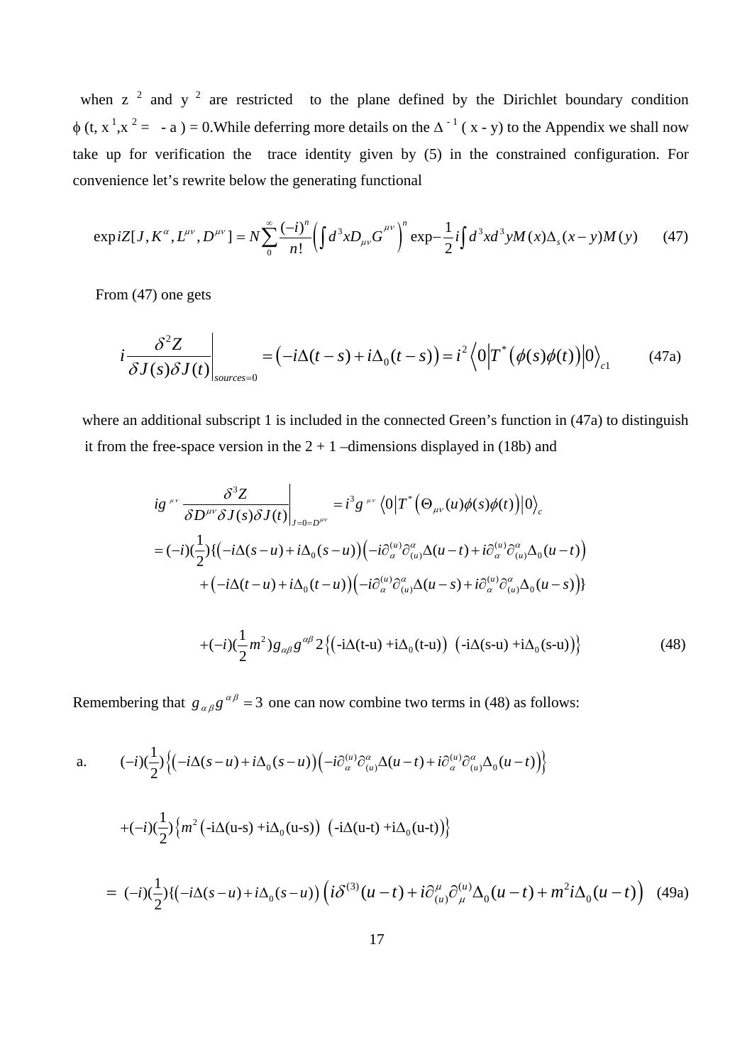when $z^2$ and $y^2$ are restricted to the plane defined by the Dirichlet boundary condition $\phi$ (t, $x^1$,$x^2$ = - a ) = 0.While deferring more details on the $\Delta^{-1}$ ( x - y) to the Appendix we shall now take up for verification the trace identity given by (5) in the constrained configuration. For convenience let's rewrite below the generating functional

$$\exp iZ[J,K^{\alpha},L^{\mu\nu},D^{\mu\nu}] = N\sum_{0}^{\infty}\frac{(-i)^n}{n!}\left(\int d^3x D_{\mu\nu}G^{\mu\nu}\right)^n \exp -\frac{1}{2}i\int d^3x d^3y M(x)\Delta_s(x-y)M(y) \qquad (47)$$

From (47) one gets

$$i\frac{\delta^2 Z}{\delta J(s)\delta J(t)}\bigg|_{sources=0} = \left(-i\Delta(t-s)+i\Delta_0(t-s)\right) = i^2\left\langle 0\left|T^*\left(\phi(s)\phi(t)\right)\right|0\right\rangle_{c1} \qquad \text{(47a)}$$

where an additional subscript 1 is included in the connected Green's function in (47a) to distinguish it from the free-space version in the 2 + 1 –dimensions displayed in (18b) and

$$\begin{aligned}
ig^{\mu\nu}\frac{\delta^3 Z}{\delta D^{\mu\nu}\delta J(s)\delta J(t)}\bigg|_{J=0=D^{\mu\nu}} &= i^3 g^{\mu\nu}\left\langle 0\left|T^*\left(\Theta_{\mu\nu}(u)\phi(s)\phi(t)\right)\right|0\right\rangle_c \\
= (-i)(\frac{1}{2})\{&\left(-i\Delta(s-u)+i\Delta_0(s-u)\right)\left(-i\partial_{\alpha}^{(u)}\partial_{(u)}^{\alpha}\Delta(u-t)+i\partial_{\alpha}^{(u)}\partial_{(u)}^{\alpha}\Delta_0(u-t)\right) \\
&+\left(-i\Delta(t-u)+i\Delta_0(t-u)\right)\left(-i\partial_{\alpha}^{(u)}\partial_{(u)}^{\alpha}\Delta(u-s)+i\partial_{\alpha}^{(u)}\partial_{(u)}^{\alpha}\Delta_0(u-s)\right)\} \\
&+(-i)(\frac{1}{2}m^2)g_{\alpha\beta}g^{\alpha\beta}2\left\{\left(-i\Delta(t-u)+i\Delta_0(t-u)\right)\left(-i\Delta(s-u)+i\Delta_0(s-u)\right)\right\}
\end{aligned} \qquad (48)$$

Remembering that $g_{\alpha\beta}g^{\alpha\beta}=3$ one can now combine two terms in (48) as follows:

a. $$(-i)(\frac{1}{2})\left\{\left(-i\Delta(s-u)+i\Delta_0(s-u)\right)\left(-i\partial_{\alpha}^{(u)}\partial_{(u)}^{\alpha}\Delta(u-t)+i\partial_{\alpha}^{(u)}\partial_{(u)}^{\alpha}\Delta_0(u-t)\right)\right\}$$

$$+(-i)(\frac{1}{2})\left\{m^2\left(-i\Delta(u-s)+i\Delta_0(u-s)\right)\left(-i\Delta(u-t)+i\Delta_0(u-t)\right)\right\}$$

$$= (-i)(\frac{1}{2})\{\left(-i\Delta(s-u)+i\Delta_0(s-u)\right)\left(i\delta^{(3)}(u-t)+i\partial_{(u)}^{\mu}\partial_{\mu}^{(u)}\Delta_0(u-t)+m^2 i\Delta_0(u-t)\right) \qquad \text{(49a)}$$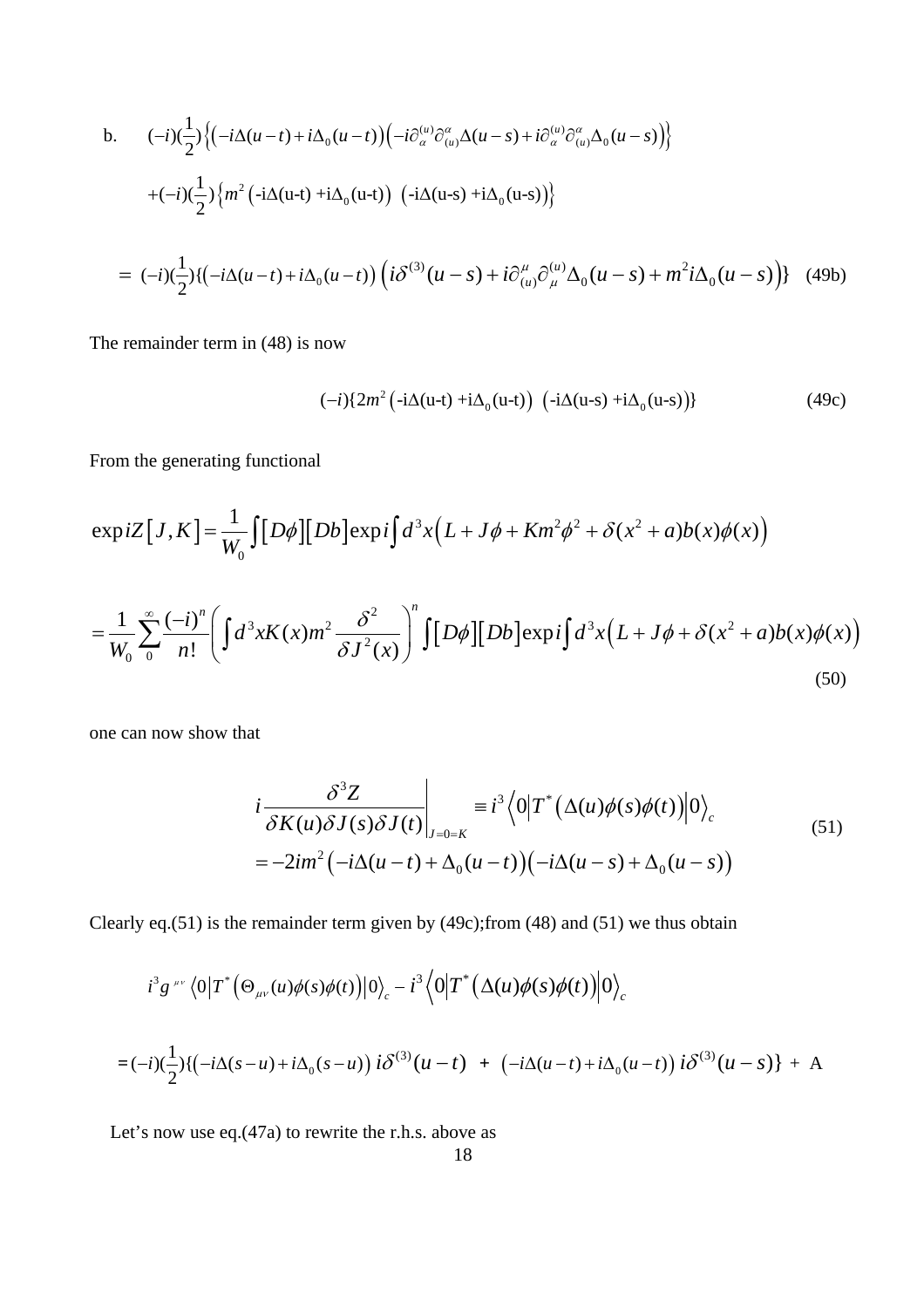b. $(-i)(\frac{1}{2})\left\{\left(-i\Delta(u-t)+i\Delta_0(u-t)\right)\left(-i\partial_\alpha^{(u)}\partial_{(u)}^\alpha\Delta(u-s)+i\partial_\alpha^{(u)}\partial_{(u)}^\alpha\Delta_0(u-s)\right)\right\}$

$$+(-i)(\frac{1}{2})\left\{m^2\left(\text{-i}\Delta\text{(u-t) +i}\Delta_0\text{(u-t)}\right)\ \left(\text{-i}\Delta\text{(u-s) +i}\Delta_0\text{(u-s)}\right)\right\}$$

$$= (-i)(\frac{1}{2})\{\left(-i\Delta(u-t)+i\Delta_0(u-t)\right)\left(i\delta^{(3)}(u-s)+i\partial_{(u)}^\mu\partial_\mu^{(u)}\Delta_0(u-s)+m^2 i\Delta_0(u-s)\right)\} \quad \text{(49b)}$$

The remainder term in (48) is now

$$(-i)\{2m^2\left(\text{-i}\Delta\text{(u-t) +i}\Delta_0\text{(u-t)}\right)\ \left(\text{-i}\Delta\text{(u-s) +i}\Delta_0\text{(u-s)}\right)\} \quad \text{(49c)}$$

From the generating functional

$$\exp iZ\left[J,K\right]=\frac{1}{W_0}\int\left[D\phi\right]\left[Db\right]\exp i\int d^3x\left(L+J\phi+Km^2\phi^2+\delta(x^2+a)b(x)\phi(x)\right)$$

$$=\frac{1}{W_0}\sum_0^\infty\frac{(-i)^n}{n!}\left(\int d^3xK(x)m^2\frac{\delta^2}{\delta J^2(x)}\right)^n\int\left[D\phi\right]\left[Db\right]\exp i\int d^3x\left(L+J\phi+\delta(x^2+a)b(x)\phi(x)\right) \quad \text{(50)}$$

one can now show that

$$\begin{aligned} i\frac{\delta^3 Z}{\delta K(u)\delta J(s)\delta J(t)}\bigg|_{J=0=K} &\equiv i^3\left\langle 0\middle|T^*\left(\Delta(u)\phi(s)\phi(t)\right)\middle|0\right\rangle_c \\ &= -2im^2\left(-i\Delta(u-t)+\Delta_0(u-t)\right)\left(-i\Delta(u-s)+\Delta_0(u-s)\right) \end{aligned} \quad \text{(51)}$$

Clearly eq.(51) is the remainder term given by (49c);from (48) and (51) we thus obtain

$$i^3 g^{\mu\nu}\left\langle 0\middle|T^*\left(\Theta_{\mu\nu}(u)\phi(s)\phi(t)\right)\middle|0\right\rangle_c - i^3\left\langle 0\middle|T^*\left(\Delta(u)\phi(s)\phi(t)\right)\middle|0\right\rangle_c$$

$$=(-i)(\frac{1}{2})\{\left(-i\Delta(s-u)+i\Delta_0(s-u)\right)i\delta^{(3)}(u-t)\ +\ \left(-i\Delta(u-t)+i\Delta_0(u-t)\right)i\delta^{(3)}(u-s)\}\ +\ \text{A}$$

Let's now use eq.(47a) to rewrite the r.h.s. above as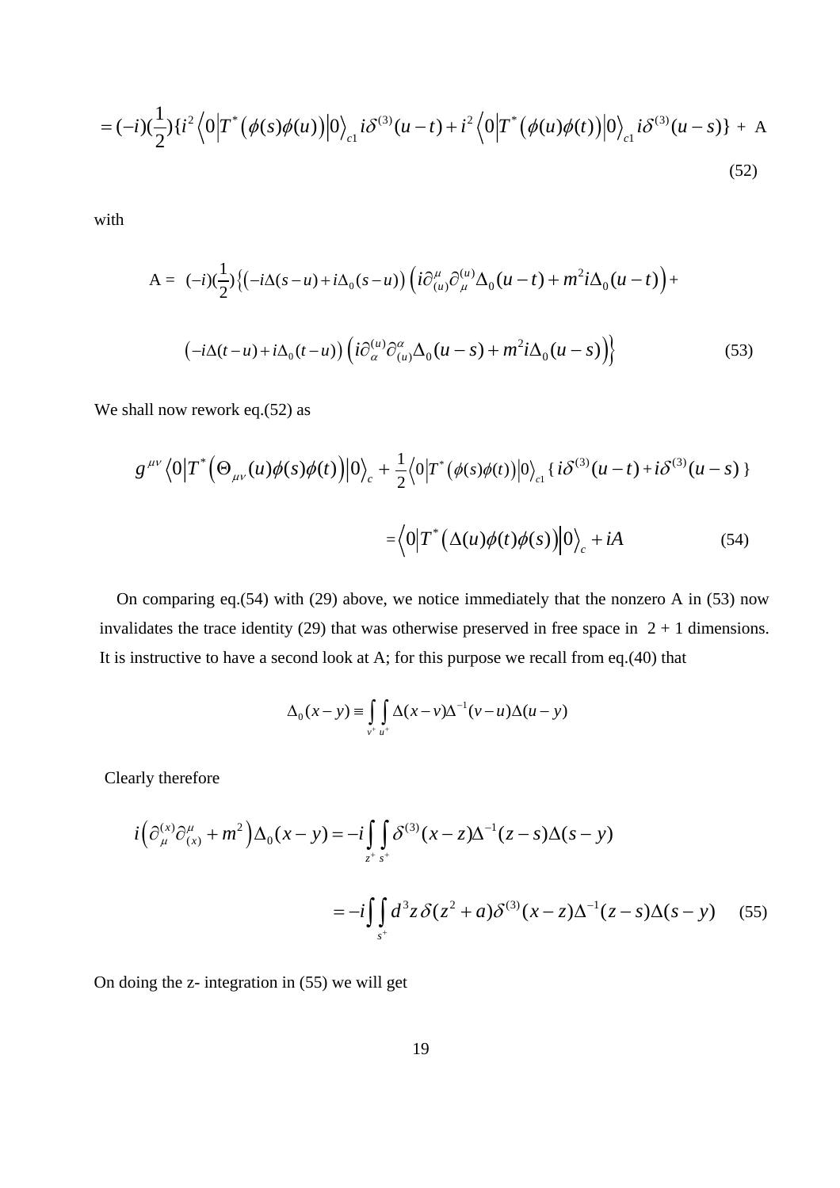$$= (-i)(\frac{1}{2})\{i^2 \left\langle 0 \left| T^* \left( \phi(s)\phi(u) \right) \right| 0 \right\rangle_{c1} i\delta^{(3)}(u-t) + i^2 \left\langle 0 \left| T^* \left( \phi(u)\phi(t) \right) \right| 0 \right\rangle_{c1} i\delta^{(3)}(u-s)\} + \mathrm{A} \tag{52}$$

with

$$\mathrm{A} = (-i)(\frac{1}{2})\Big\{\left(-i\Delta(s-u) + i\Delta_0(s-u)\right)\left(i\partial^{\mu}_{(u)}\partial^{(u)}_{\mu}\Delta_0(u-t) + m^2 i\Delta_0(u-t)\right) +$$

$$\left(-i\Delta(t-u) + i\Delta_0(t-u)\right)\left(i\partial^{(u)}_{\alpha}\partial^{\alpha}_{(u)}\Delta_0(u-s) + m^2 i\Delta_0(u-s)\right)\Big\} \tag{53}$$

We shall now rework eq.(52) as

$$g^{\mu\nu}\left\langle 0 \left| T^* \left( \Theta_{\mu\nu}(u)\phi(s)\phi(t) \right) \right| 0 \right\rangle_c + \frac{1}{2}\left\langle 0 \left| T^* \left( \phi(s)\phi(t) \right) \right| 0 \right\rangle_{c1} \{ i\delta^{(3)}(u-t) + i\delta^{(3)}(u-s) \}$$

$$= \left\langle 0 \left| T^* \left( \Delta(u)\phi(t)\phi(s) \right) \right| 0 \right\rangle_c + iA \tag{54}$$

On comparing eq.(54) with (29) above, we notice immediately that the nonzero A in (53) now invalidates the trace identity (29) that was otherwise preserved in free space in 2 + 1 dimensions. It is instructive to have a second look at A; for this purpose we recall from eq.(40) that

$$\Delta_0(x-y) \equiv \int_{v^+}\int_{u^+} \Delta(x-v)\Delta^{-1}(v-u)\Delta(u-y)$$

Clearly therefore

$$i\left(\partial^{(x)}_{\mu}\partial^{\mu}_{(x)} + m^2\right)\Delta_0(x-y) = -i\int_{z^+}\int_{s^+} \delta^{(3)}(x-z)\Delta^{-1}(z-s)\Delta(s-y)$$

$$= -i\int\int_{s^+} d^3z\, \delta(z^2 + a)\delta^{(3)}(x-z)\Delta^{-1}(z-s)\Delta(s-y) \tag{55}$$

On doing the z- integration in (55) we will get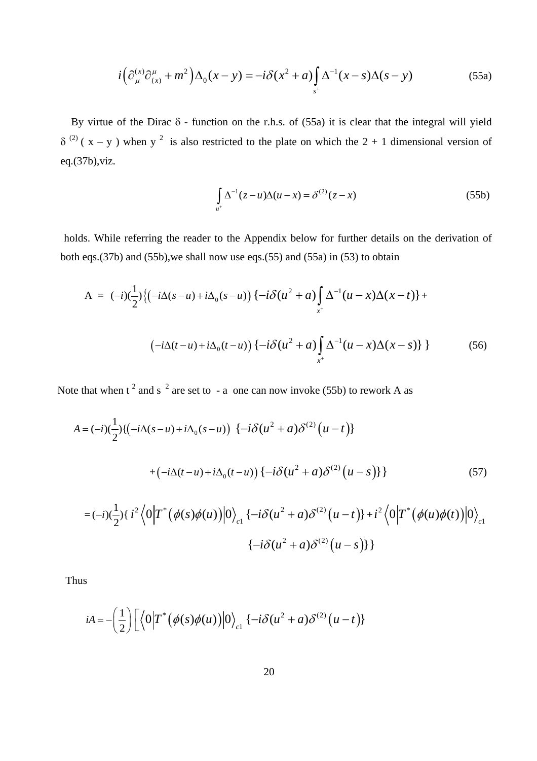$$i\left(\partial_{\mu}^{(x)}\partial_{(x)}^{\mu}+m^2\right)\Delta_0(x-y)=-i\delta(x^2+a)\int_{s^+}\Delta^{-1}(x-s)\Delta(s-y) \tag{55a}$$

By virtue of the Dirac $\delta$ - function on the r.h.s. of (55a) it is clear that the integral will yield $\delta^{(2)}(x-y)$ when $y^2$ is also restricted to the plate on which the 2 + 1 dimensional version of eq.(37b),viz.

$$\int_{u^+}\Delta^{-1}(z-u)\Delta(u-x)=\delta^{(2)}(z-x) \tag{55b}$$

holds. While referring the reader to the Appendix below for further details on the derivation of both eqs.(37b) and (55b),we shall now use eqs.(55) and (55a) in (53) to obtain

$$A = (-i)(\frac{1}{2})\left\{\left(-i\Delta(s-u)+i\Delta_0(s-u)\right)\{-i\delta(u^2+a)\int_{x^+}\Delta^{-1}(u-x)\Delta(x-t)\}+\right.$$

$$\left.\left(-i\Delta(t-u)+i\Delta_0(t-u)\right)\{-i\delta(u^2+a)\int_{x^+}\Delta^{-1}(u-x)\Delta(x-s)\}\right\} \tag{56}$$

Note that when $t^2$ and $s^2$ are set to $-a$ one can now invoke (55b) to rework A as

$$A=(-i)(\frac{1}{2})\{\left(-i\Delta(s-u)+i\Delta_0(s-u)\right)\ \{-i\delta(u^2+a)\delta^{(2)}\left(u-t\right)\}$$

$$+\left(-i\Delta(t-u)+i\Delta_0(t-u)\right)\{-i\delta(u^2+a)\delta^{(2)}\left(u-s\right)\}\} \tag{57}$$

$$=(-i)(\frac{1}{2})\{\ i^2\left\langle 0\left|T^*\left(\phi(s)\phi(u)\right)\right|0\right\rangle_{c1}\{-i\delta(u^2+a)\delta^{(2)}\left(u-t\right)\}+i^2\left\langle 0\left|T^*\left(\phi(u)\phi(t)\right)\right|0\right\rangle_{c1}$$

$$\{-i\delta(u^2+a)\delta^{(2)}\left(u-s\right)\}\}$$

Thus

$$iA=-\left(\frac{1}{2}\right)\left[\left\langle 0\left|T^*\left(\phi(s)\phi(u)\right)\right|0\right\rangle_{c1}\{-i\delta(u^2+a)\delta^{(2)}\left(u-t\right)\}\right.$$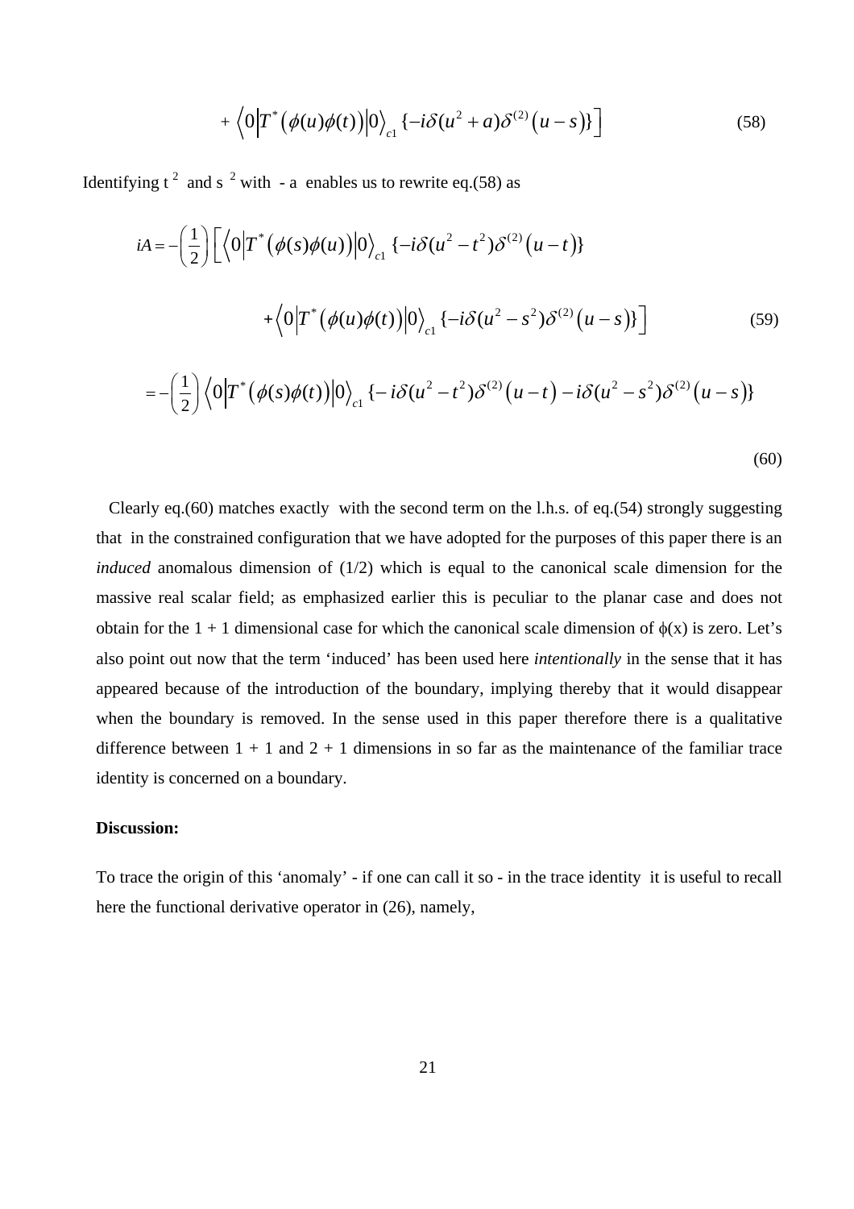$$+ \left\langle 0 \left| T^{*}\left(\phi(u)\phi(t)\right) \right| 0 \right\rangle_{c1} \{-i\delta(u^{2}+a)\delta^{(2)}\left(u-s\right)\} \Big] \tag{58}$$

Identifying $t^{2}$ and $s^{2}$ with $-a$ enables us to rewrite eq.(58) as

$$iA = -\left(\frac{1}{2}\right) \Big[ \left\langle 0 \left| T^{*}\left(\phi(s)\phi(u)\right) \right| 0 \right\rangle_{c1} \{-i\delta(u^{2}-t^{2})\delta^{(2)}\left(u-t\right)\}$$

$$+ \left\langle 0 \left| T^{*}\left(\phi(u)\phi(t)\right) \right| 0 \right\rangle_{c1} \{-i\delta(u^{2}-s^{2})\delta^{(2)}\left(u-s\right)\} \Big] \tag{59}$$

$$= -\left(\frac{1}{2}\right) \left\langle 0 \left| T^{*}\left(\phi(s)\phi(t)\right) \right| 0 \right\rangle_{c1} \{-i\delta(u^{2}-t^{2})\delta^{(2)}\left(u-t\right) - i\delta(u^{2}-s^{2})\delta^{(2)}\left(u-s\right)\} \tag{60}$$

Clearly eq.(60) matches exactly with the second term on the l.h.s. of eq.(54) strongly suggesting that in the constrained configuration that we have adopted for the purposes of this paper there is an *induced* anomalous dimension of (1/2) which is equal to the canonical scale dimension for the massive real scalar field; as emphasized earlier this is peculiar to the planar case and does not obtain for the 1 + 1 dimensional case for which the canonical scale dimension of $\phi(x)$ is zero. Let's also point out now that the term 'induced' has been used here *intentionally* in the sense that it has appeared because of the introduction of the boundary, implying thereby that it would disappear when the boundary is removed. In the sense used in this paper therefore there is a qualitative difference between 1 + 1 and 2 + 1 dimensions in so far as the maintenance of the familiar trace identity is concerned on a boundary.

**Discussion:**

To trace the origin of this 'anomaly' - if one can call it so - in the trace identity it is useful to recall here the functional derivative operator in (26), namely,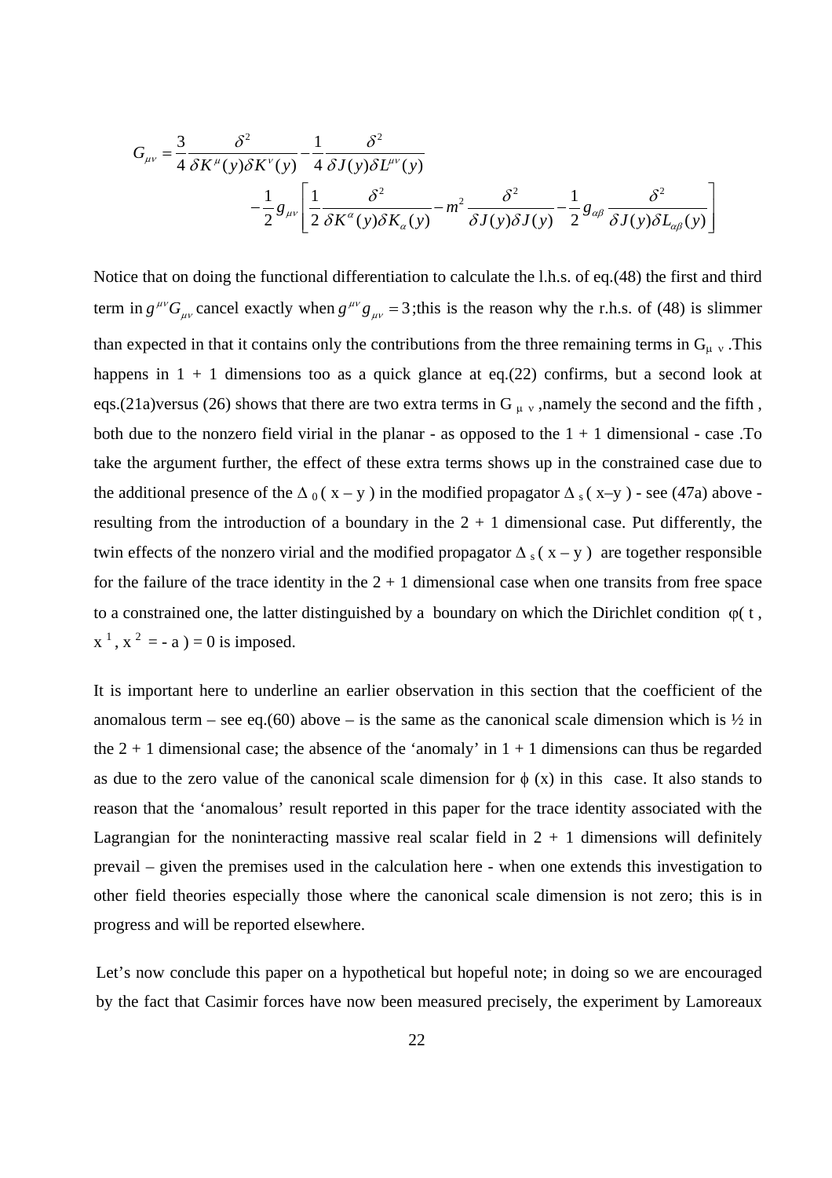$$G_{\mu\nu} = \frac{3}{4}\frac{\delta^2}{\delta K^{\mu}(y)\delta K^{\nu}(y)} - \frac{1}{4}\frac{\delta^2}{\delta J(y)\delta L^{\mu\nu}(y)}$$
$$- \frac{1}{2}g_{\mu\nu}\left[\frac{1}{2}\frac{\delta^2}{\delta K^{\alpha}(y)\delta K_{\alpha}(y)} - m^2\frac{\delta^2}{\delta J(y)\delta J(y)} - \frac{1}{2}g_{\alpha\beta}\frac{\delta^2}{\delta J(y)\delta L_{\alpha\beta}(y)}\right]$$

Notice that on doing the functional differentiation to calculate the l.h.s. of eq.(48) the first and third term in $g^{\mu\nu}G_{\mu\nu}$ cancel exactly when $g^{\mu\nu}g_{\mu\nu} = 3$;this is the reason why the r.h.s. of (48) is slimmer than expected in that it contains only the contributions from the three remaining terms in $G_{\mu\nu}$ .This happens in 1 + 1 dimensions too as a quick glance at eq.(22) confirms, but a second look at eqs.(21a)versus (26) shows that there are two extra terms in $G_{\mu\nu}$ ,namely the second and the fifth , both due to the nonzero field virial in the planar - as opposed to the 1 + 1 dimensional - case .To take the argument further, the effect of these extra terms shows up in the constrained case due to the additional presence of the $\Delta_0$ ( x – y ) in the modified propagator $\Delta_s$ ( x–y ) - see (47a) above - resulting from the introduction of a boundary in the 2 + 1 dimensional case. Put differently, the twin effects of the nonzero virial and the modified propagator $\Delta_s$ ( x – y ) are together responsible for the failure of the trace identity in the 2 + 1 dimensional case when one transits from free space to a constrained one, the latter distinguished by a boundary on which the Dirichlet condition $\varphi( t , x^1 , x^2 = - a ) = 0$ is imposed.

It is important here to underline an earlier observation in this section that the coefficient of the anomalous term – see eq.(60) above – is the same as the canonical scale dimension which is ½ in the 2 + 1 dimensional case; the absence of the 'anomaly' in 1 + 1 dimensions can thus be regarded as due to the zero value of the canonical scale dimension for $\phi$ (x) in this case. It also stands to reason that the 'anomalous' result reported in this paper for the trace identity associated with the Lagrangian for the noninteracting massive real scalar field in 2 + 1 dimensions will definitely prevail – given the premises used in the calculation here - when one extends this investigation to other field theories especially those where the canonical scale dimension is not zero; this is in progress and will be reported elsewhere.

Let's now conclude this paper on a hypothetical but hopeful note; in doing so we are encouraged by the fact that Casimir forces have now been measured precisely, the experiment by Lamoreaux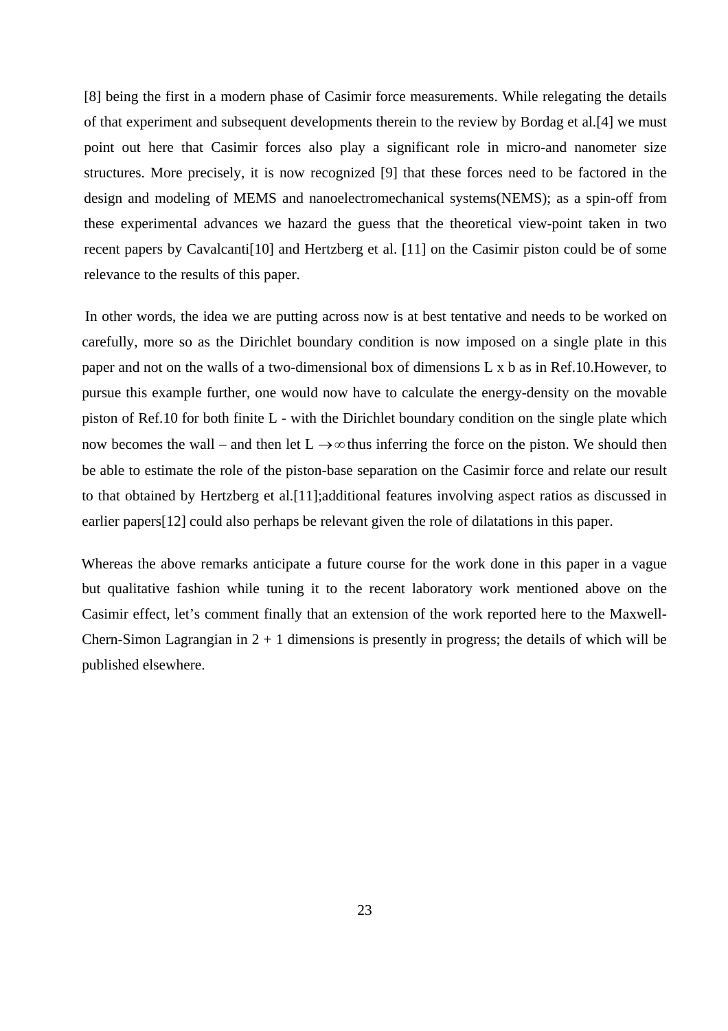[8] being the first in a modern phase of Casimir force measurements. While relegating the details of that experiment and subsequent developments therein to the review by Bordag et al.[4] we must point out here that Casimir forces also play a significant role in micro-and nanometer size structures. More precisely, it is now recognized [9] that these forces need to be factored in the design and modeling of MEMS and nanoelectromechanical systems(NEMS); as a spin-off from these experimental advances we hazard the guess that the theoretical view-point taken in two recent papers by Cavalcanti[10] and Hertzberg et al. [11] on the Casimir piston could be of some relevance to the results of this paper.

In other words, the idea we are putting across now is at best tentative and needs to be worked on carefully, more so as the Dirichlet boundary condition is now imposed on a single plate in this paper and not on the walls of a two-dimensional box of dimensions L x b as in Ref.10.However, to pursue this example further, one would now have to calculate the energy-density on the movable piston of Ref.10 for both finite L - with the Dirichlet boundary condition on the single plate which now becomes the wall – and then let $L \rightarrow \infty$ thus inferring the force on the piston. We should then be able to estimate the role of the piston-base separation on the Casimir force and relate our result to that obtained by Hertzberg et al.[11];additional features involving aspect ratios as discussed in earlier papers[12] could also perhaps be relevant given the role of dilatations in this paper.

Whereas the above remarks anticipate a future course for the work done in this paper in a vague but qualitative fashion while tuning it to the recent laboratory work mentioned above on the Casimir effect, let's comment finally that an extension of the work reported here to the Maxwell-Chern-Simon Lagrangian in 2 + 1 dimensions is presently in progress; the details of which will be published elsewhere.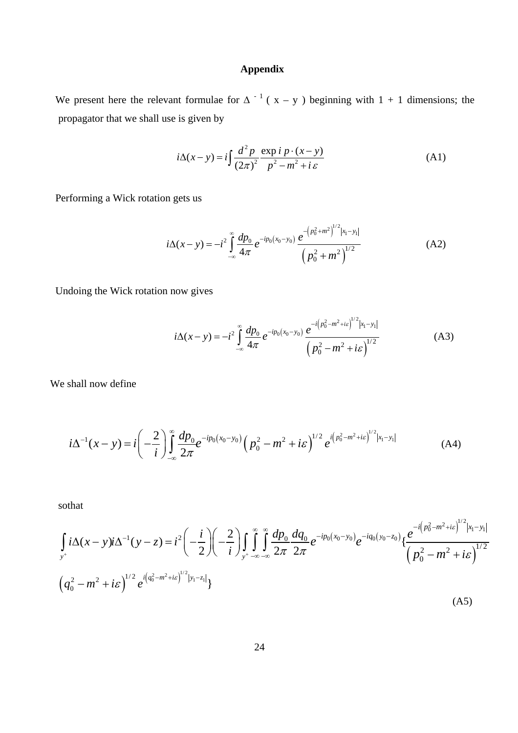**Appendix**

We present here the relevant formulae for $\Delta^{-1}(x-y)$ beginning with 1 + 1 dimensions; the propagator that we shall use is given by

$$i\Delta(x-y) = i\int \frac{d^2 p}{(2\pi)^2}\frac{\exp i\, p\cdot(x-y)}{p^2 - m^2 + i\,\varepsilon} \tag{A1}$$

Performing a Wick rotation gets us

$$i\Delta(x-y) = -i^2 \int_{-\infty}^{\infty} \frac{dp_0}{4\pi} e^{-ip_0(x_0-y_0)} \frac{e^{-\left(p_0^2+m^2\right)^{1/2}|x_1-y_1|}}{\left(p_0^2+m^2\right)^{1/2}} \tag{A2}$$

Undoing the Wick rotation now gives

$$i\Delta(x-y) = -i^2 \int_{-\infty}^{\infty} \frac{dp_0}{4\pi} e^{-ip_0(x_0-y_0)} \frac{e^{-i\left(p_0^2-m^2+i\varepsilon\right)^{1/2}|x_1-y_1|}}{\left(p_0^2-m^2+i\varepsilon\right)^{1/2}} \tag{A3}$$

We shall now define

$$i\Delta^{-1}(x-y) = i\left(-\frac{2}{i}\right)\int_{-\infty}^{\infty} \frac{dp_0}{2\pi} e^{-ip_0(x_0-y_0)}\left(p_0^2-m^2+i\varepsilon\right)^{1/2} e^{i\left(p_0^2-m^2+i\varepsilon\right)^{1/2}|x_1-y_1|} \tag{A4}$$

sothat

$$\int_{y^+} i\Delta(x-y)i\Delta^{-1}(y-z) = i^2\left(-\frac{i}{2}\right)\left(-\frac{2}{i}\right)\int_{y^+}\int_{-\infty}^{\infty}\int_{-\infty}^{\infty} \frac{dp_0}{2\pi}\frac{dq_0}{2\pi} e^{-ip_0(x_0-y_0)} e^{-iq_0(y_0-z_0)} \{\frac{e^{-i\left(p_0^2-m^2+i\varepsilon\right)^{1/2}|x_1-y_1|}}{\left(p_0^2-m^2+i\varepsilon\right)^{1/2}}$$

$$\left(q_0^2-m^2+i\varepsilon\right)^{1/2} e^{i\left(q_0^2-m^2+i\varepsilon\right)^{1/2}|y_1-z_1|}\} \tag{A5}$$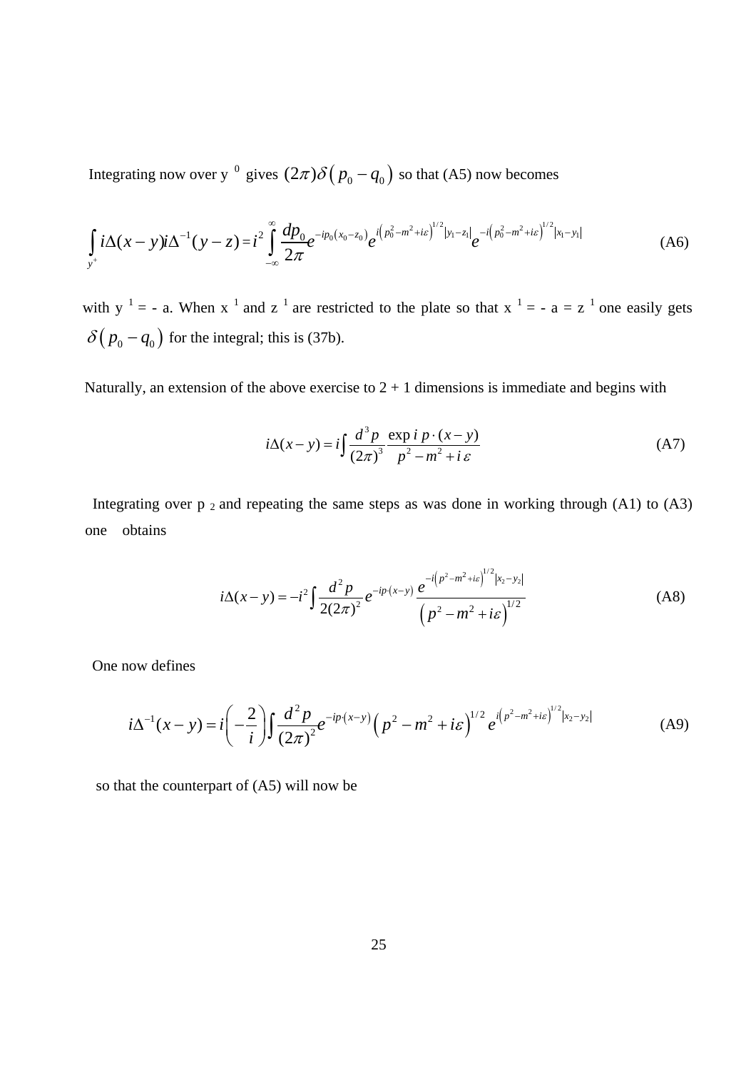Integrating now over $y^0$ gives $(2\pi)\delta\left(p_0 - q_0\right)$ so that (A5) now becomes

$$\int_{y^+} i\Delta(x-y) i\Delta^{-1}(y-z) = i^2 \int_{-\infty}^{\infty} \frac{dp_0}{2\pi} e^{-ip_0(x_0 - z_0)} e^{i\left(p_0^2 - m^2 + i\varepsilon\right)^{1/2}|y_1 - z_1|} e^{-i\left(p_0^2 - m^2 + i\varepsilon\right)^{1/2}|x_1 - y_1|} \tag{A6}$$

with $y^1 = -a$. When $x^1$ and $z^1$ are restricted to the plate so that $x^1 = -a = z^1$ one easily gets $\delta\left(p_0 - q_0\right)$ for the integral; this is (37b).

Naturally, an extension of the above exercise to 2 + 1 dimensions is immediate and begins with

$$i\Delta(x-y) = i\int \frac{d^3p}{(2\pi)^3} \frac{\exp i\, p\cdot(x-y)}{p^2 - m^2 + i\,\varepsilon} \tag{A7}$$

Integrating over $p_2$ and repeating the same steps as was done in working through (A1) to (A3) one obtains

$$i\Delta(x-y) = -i^2 \int \frac{d^2p}{2(2\pi)^2} e^{-ip\cdot(x-y)} \frac{e^{-i\left(p^2 - m^2 + i\varepsilon\right)^{1/2}|x_2 - y_2|}}{\left(p^2 - m^2 + i\varepsilon\right)^{1/2}} \tag{A8}$$

One now defines

$$i\Delta^{-1}(x-y) = i\left(-\frac{2}{i}\right)\int \frac{d^2p}{(2\pi)^2} e^{-ip\cdot(x-y)} \left(p^2 - m^2 + i\varepsilon\right)^{1/2} e^{i\left(p^2 - m^2 + i\varepsilon\right)^{1/2}|x_2 - y_2|} \tag{A9}$$

so that the counterpart of (A5) will now be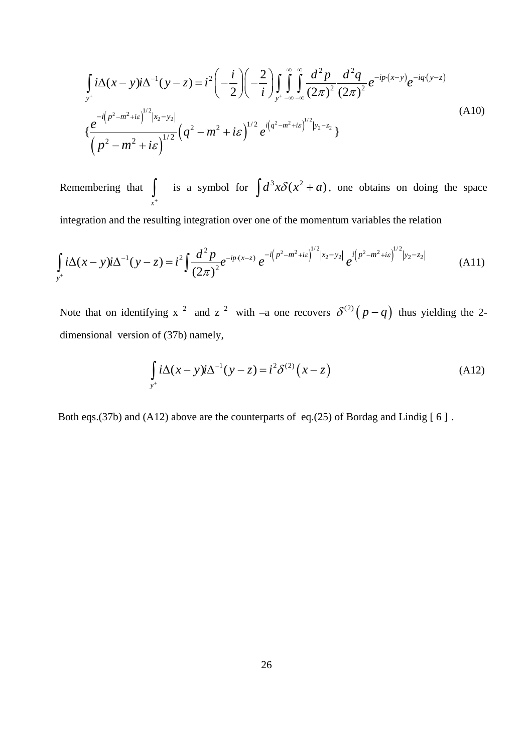$$
\begin{aligned}
&\int_{y^+} i\Delta(x-y) i\Delta^{-1}(y-z) = i^2\left(-\frac{i}{2}\right)\left(-\frac{2}{i}\right)\int_{y^+}\int_{-\infty}^{\infty}\int_{-\infty}^{\infty}\frac{d^2p}{(2\pi)^2}\frac{d^2q}{(2\pi)^2}e^{-ip\cdot(x-y)}e^{-iq\cdot(y-z)} \\
&\left\{\frac{e^{-i\left(p^2-m^2+i\varepsilon\right)^{1/2}\left|x_2-y_2\right|}}{\left(p^2-m^2+i\varepsilon\right)^{1/2}}\left(q^2-m^2+i\varepsilon\right)^{1/2}e^{i\left(q^2-m^2+i\varepsilon\right)^{1/2}\left|y_2-z_2\right|}\right\}
\end{aligned}
\tag{A10}
$$

Remembering that $\int_{x^+}$ is a symbol for $\int d^3x\delta(x^2+a)$, one obtains on doing the space integration and the resulting integration over one of the momentum variables the relation

$$
\int_{y^+} i\Delta(x-y) i\Delta^{-1}(y-z) = i^2\int\frac{d^2p}{(2\pi)^2}e^{-ip\cdot(x-z)}\,e^{-i\left(p^2-m^2+i\varepsilon\right)^{1/2}\left|x_2-y_2\right|}\,e^{i\left(p^2-m^2+i\varepsilon\right)^{1/2}\left|y_2-z_2\right|} \tag{A11}
$$

Note that on identifying x $^2$ and z $^2$ with –a one recovers $\delta^{(2)}\left(p-q\right)$ thus yielding the 2-dimensional version of (37b) namely,

$$
\int_{y^+} i\Delta(x-y) i\Delta^{-1}(y-z) = i^2\delta^{(2)}\left(x-z\right) \tag{A12}
$$

Both eqs.(37b) and (A12) above are the counterparts of eq.(25) of Bordag and Lindig [ 6 ] .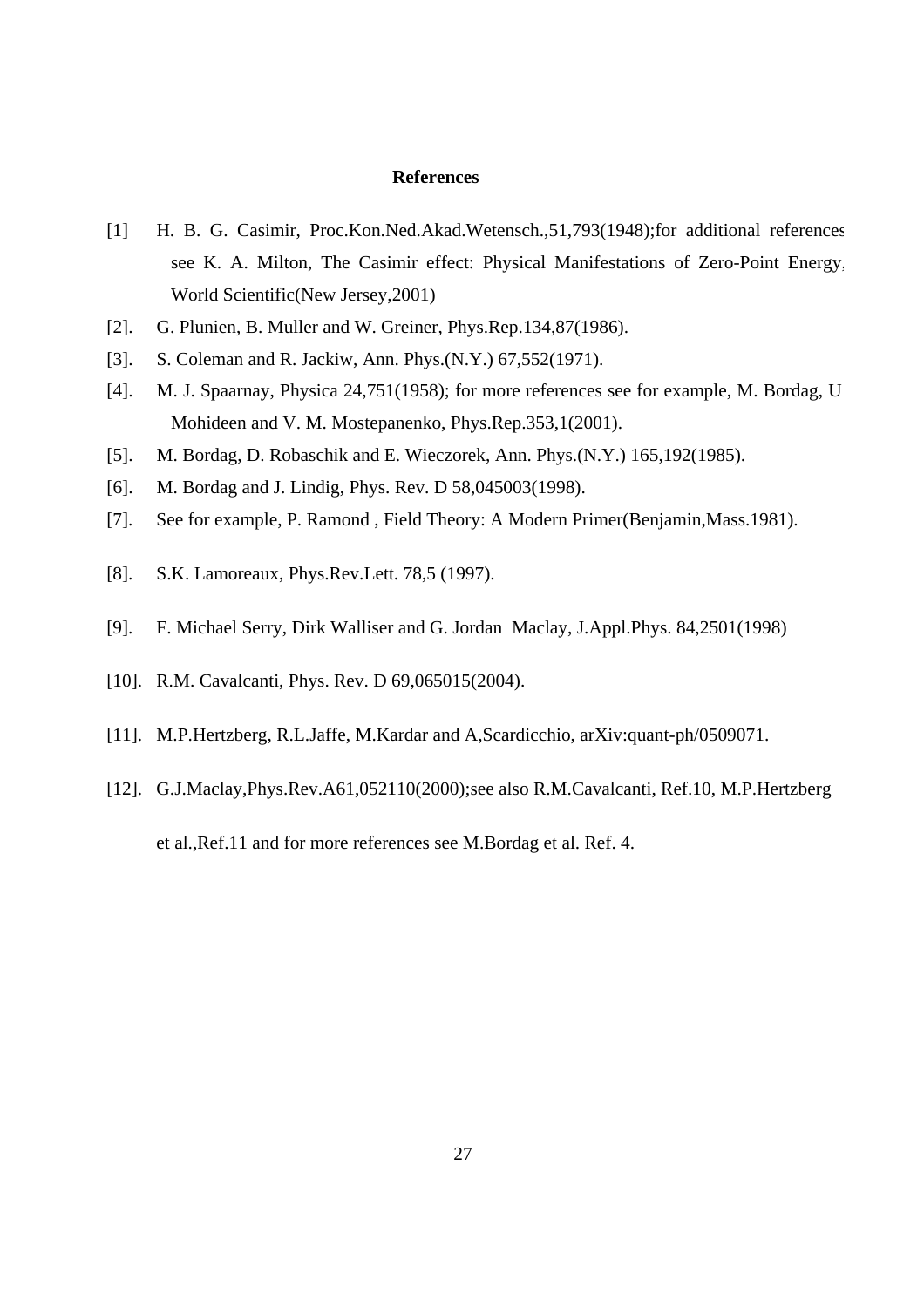**References**

[1] H. B. G. Casimir, Proc.Kon.Ned.Akad.Wetensch.,51,793(1948);for additional references see K. A. Milton, The Casimir effect: Physical Manifestations of Zero-Point Energy, World Scientific(New Jersey,2001)

[2]. G. Plunien, B. Muller and W. Greiner, Phys.Rep.134,87(1986).

[3]. S. Coleman and R. Jackiw, Ann. Phys.(N.Y.) 67,552(1971).

[4]. M. J. Spaarnay, Physica 24,751(1958); for more references see for example, M. Bordag, U Mohideen and V. M. Mostepanenko, Phys.Rep.353,1(2001).

[5]. M. Bordag, D. Robaschik and E. Wieczorek, Ann. Phys.(N.Y.) 165,192(1985).

[6]. M. Bordag and J. Lindig, Phys. Rev. D 58,045003(1998).

[7]. See for example, P. Ramond , Field Theory: A Modern Primer(Benjamin,Mass.1981).

[8]. S.K. Lamoreaux, Phys.Rev.Lett. 78,5 (1997).

[9]. F. Michael Serry, Dirk Walliser and G. Jordan Maclay, J.Appl.Phys. 84,2501(1998)

[10]. R.M. Cavalcanti, Phys. Rev. D 69,065015(2004).

[11]. M.P.Hertzberg, R.L.Jaffe, M.Kardar and A,Scardicchio, arXiv:quant-ph/0509071.

[12]. G.J.Maclay,Phys.Rev.A61,052110(2000);see also R.M.Cavalcanti, Ref.10, M.P.Hertzberg et al.,Ref.11 and for more references see M.Bordag et al. Ref. 4.